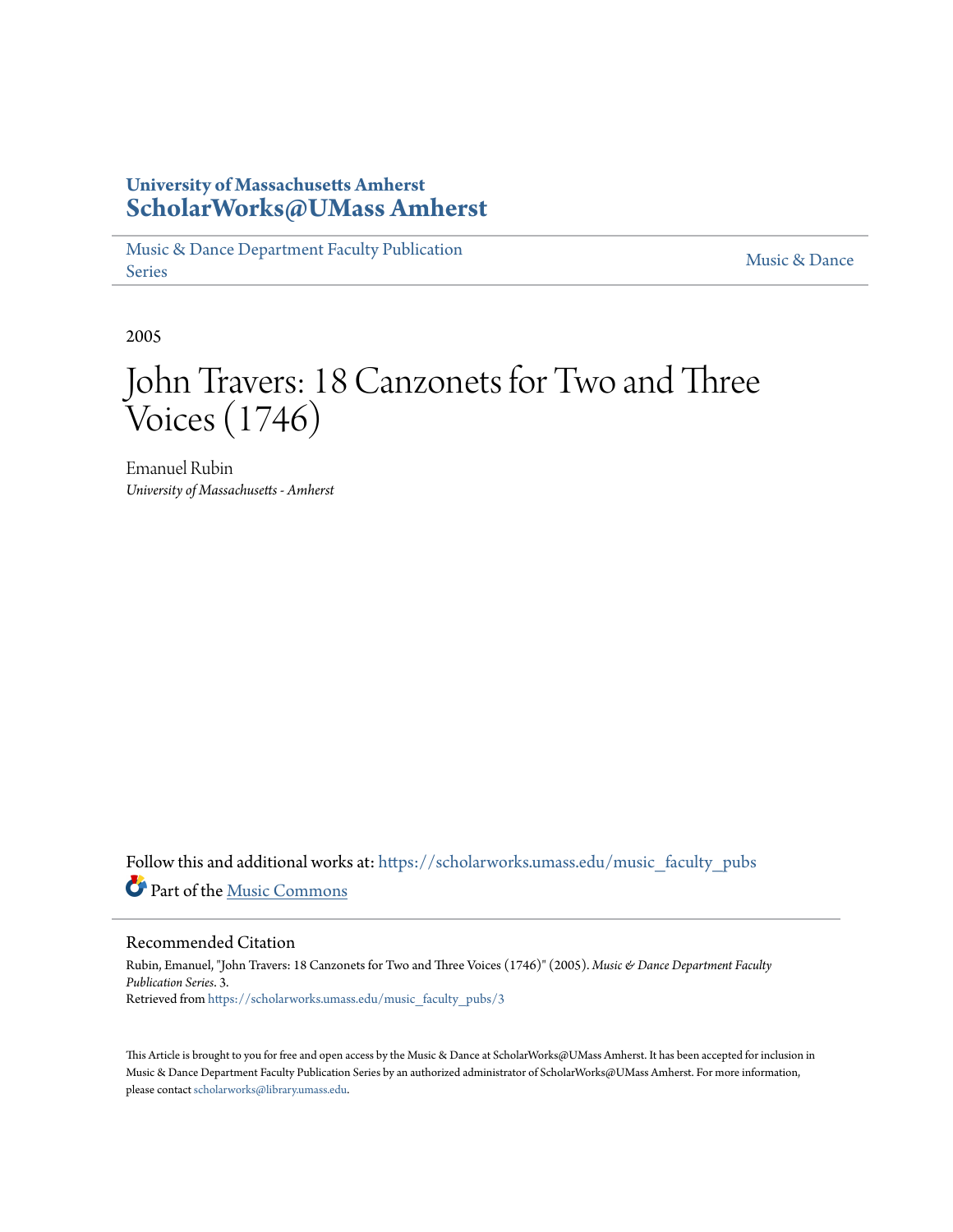University of Massachusetts Amherst
**ScholarWorks@UMass Amherst**

Music & Dance Department Faculty Publication Series | Music & Dance

2005

# John Travers: 18 Canzonets for Two and Three Voices (1746)

Emanuel Rubin
*University of Massachusetts - Amherst*

Follow this and additional works at: https://scholarworks.umass.edu/music_faculty_pubs

Part of the Music Commons

## Recommended Citation

Rubin, Emanuel, "John Travers: 18 Canzonets for Two and Three Voices (1746)" (2005). *Music & Dance Department Faculty Publication Series*. 3.
Retrieved from https://scholarworks.umass.edu/music_faculty_pubs/3

This Article is brought to you for free and open access by the Music & Dance at ScholarWorks@UMass Amherst. It has been accepted for inclusion in Music & Dance Department Faculty Publication Series by an authorized administrator of ScholarWorks@UMass Amherst. For more information, please contact scholarworks@library.umass.edu.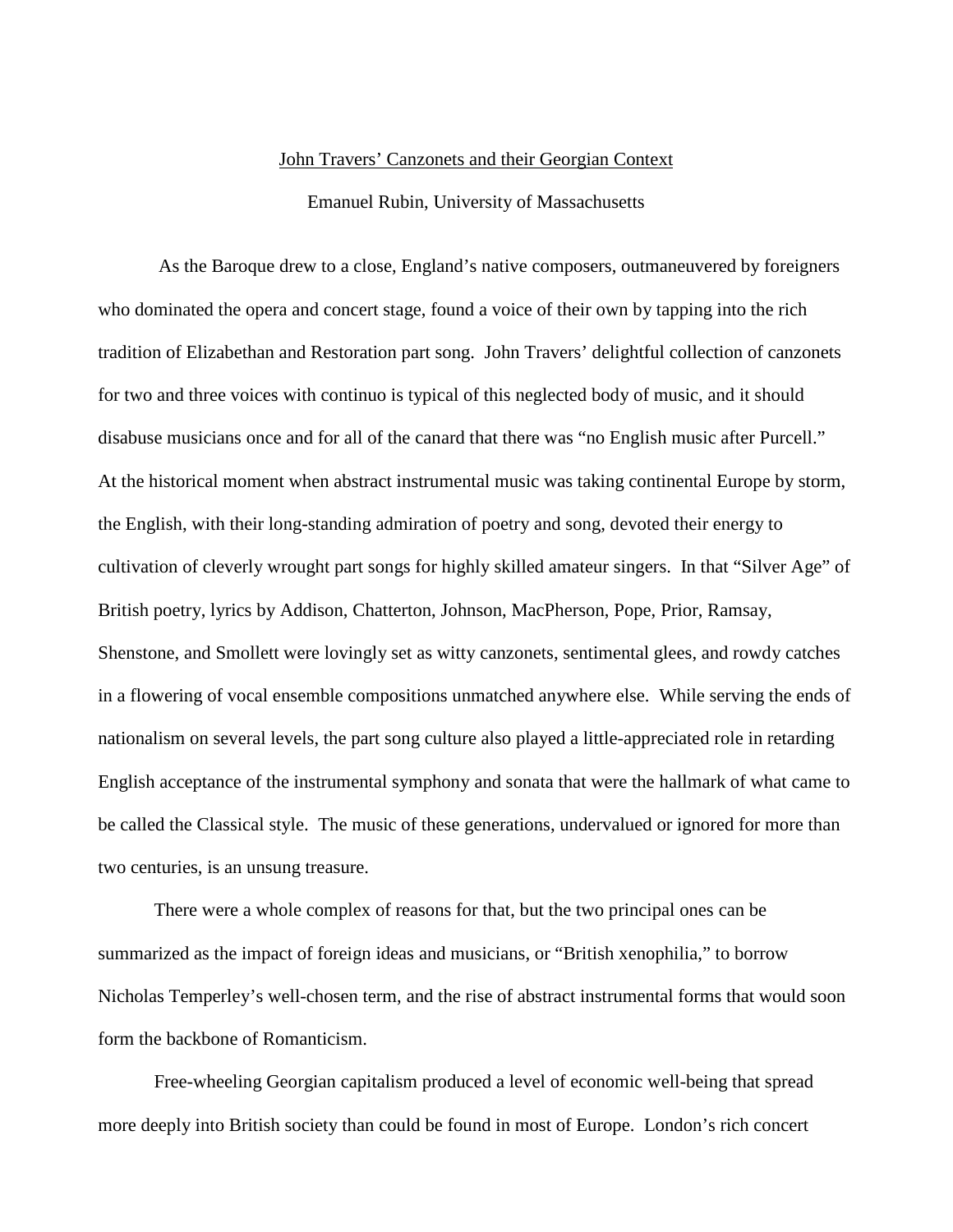John Travers' Canzonets and their Georgian Context

Emanuel Rubin, University of Massachusetts

As the Baroque drew to a close, England's native composers, outmaneuvered by foreigners who dominated the opera and concert stage, found a voice of their own by tapping into the rich tradition of Elizabethan and Restoration part song. John Travers' delightful collection of canzonets for two and three voices with continuo is typical of this neglected body of music, and it should disabuse musicians once and for all of the canard that there was "no English music after Purcell." At the historical moment when abstract instrumental music was taking continental Europe by storm, the English, with their long-standing admiration of poetry and song, devoted their energy to cultivation of cleverly wrought part songs for highly skilled amateur singers. In that "Silver Age" of British poetry, lyrics by Addison, Chatterton, Johnson, MacPherson, Pope, Prior, Ramsay, Shenstone, and Smollett were lovingly set as witty canzonets, sentimental glees, and rowdy catches in a flowering of vocal ensemble compositions unmatched anywhere else. While serving the ends of nationalism on several levels, the part song culture also played a little-appreciated role in retarding English acceptance of the instrumental symphony and sonata that were the hallmark of what came to be called the Classical style. The music of these generations, undervalued or ignored for more than two centuries, is an unsung treasure.

There were a whole complex of reasons for that, but the two principal ones can be summarized as the impact of foreign ideas and musicians, or "British xenophilia," to borrow Nicholas Temperley's well-chosen term, and the rise of abstract instrumental forms that would soon form the backbone of Romanticism.

Free-wheeling Georgian capitalism produced a level of economic well-being that spread more deeply into British society than could be found in most of Europe. London's rich concert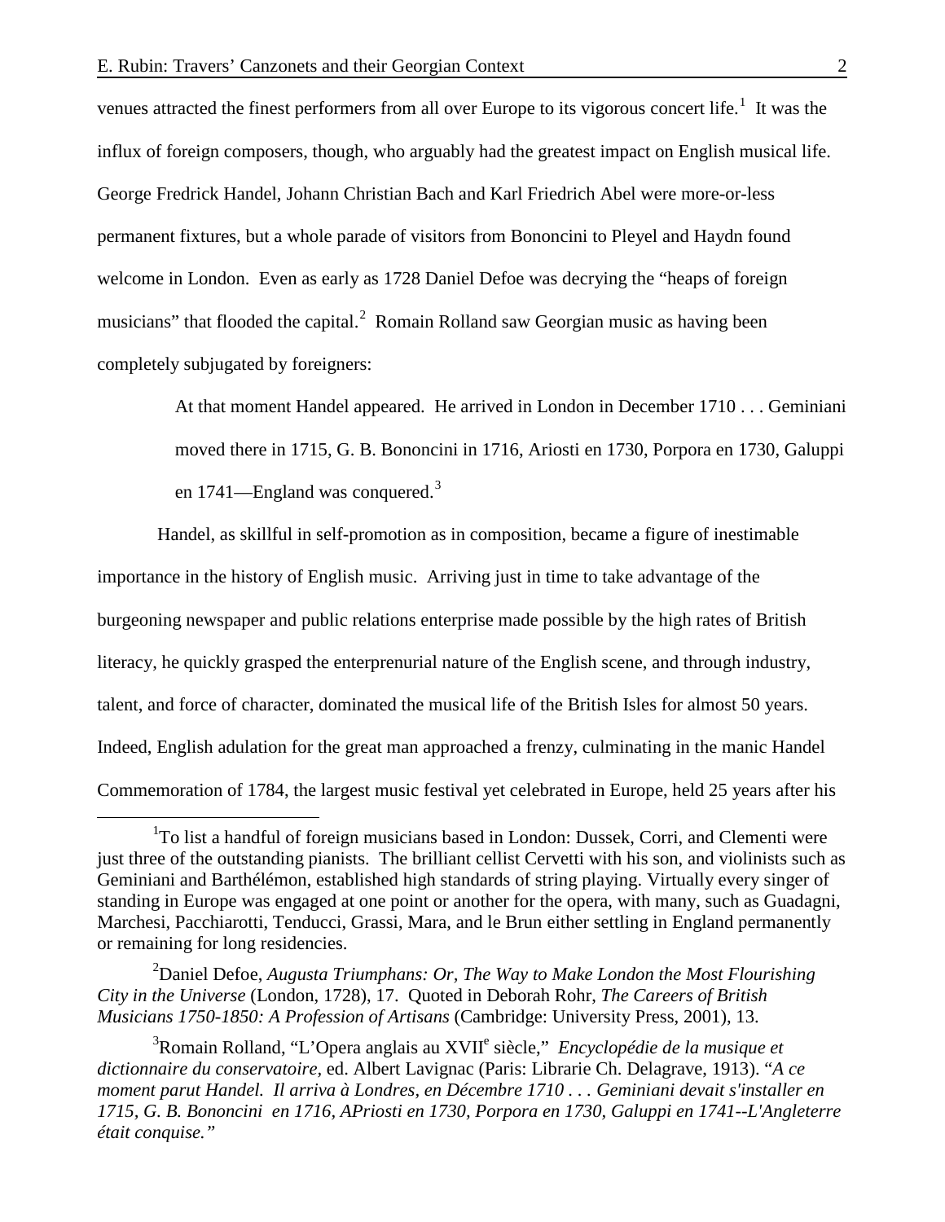venues attracted the finest performers from all over Europe to its vigorous concert life.[1] It was the influx of foreign composers, though, who arguably had the greatest impact on English musical life. George Fredrick Handel, Johann Christian Bach and Karl Friedrich Abel were more-or-less permanent fixtures, but a whole parade of visitors from Bononcini to Pleyel and Haydn found welcome in London. Even as early as 1728 Daniel Defoe was decrying the "heaps of foreign musicians" that flooded the capital.[2] Romain Rolland saw Georgian music as having been completely subjugated by foreigners:

> At that moment Handel appeared. He arrived in London in December 1710 . . . Geminiani moved there in 1715, G. B. Bononcini in 1716, Ariosti en 1730, Porpora en 1730, Galuppi en 1741—England was conquered.[3]

Handel, as skillful in self-promotion as in composition, became a figure of inestimable importance in the history of English music. Arriving just in time to take advantage of the burgeoning newspaper and public relations enterprise made possible by the high rates of British literacy, he quickly grasped the enterprenurial nature of the English scene, and through industry, talent, and force of character, dominated the musical life of the British Isles for almost 50 years. Indeed, English adulation for the great man approached a frenzy, culminating in the manic Handel Commemoration of 1784, the largest music festival yet celebrated in Europe, held 25 years after his

---

[1] To list a handful of foreign musicians based in London: Dussek, Corri, and Clementi were just three of the outstanding pianists. The brilliant cellist Cervetti with his son, and violinists such as Geminiani and Barthélémon, established high standards of string playing. Virtually every singer of standing in Europe was engaged at one point or another for the opera, with many, such as Guadagni, Marchesi, Pacchiarotti, Tenducci, Grassi, Mara, and le Brun either settling in England permanently or remaining for long residencies.

[2] Daniel Defoe, *Augusta Triumphans: Or, The Way to Make London the Most Flourishing City in the Universe* (London, 1728), 17. Quoted in Deborah Rohr, *The Careers of British Musicians 1750-1850: A Profession of Artisans* (Cambridge: University Press, 2001), 13.

[3] Romain Rolland, "L'Opera anglais au XVII[e] siècle," *Encyclopédie de la musique et dictionnaire du conservatoire,* ed. Albert Lavignac (Paris: Librarie Ch. Delagrave, 1913). "*A ce moment parut Handel. Il arriva à Londres, en Décembre 1710 . . . Geminiani devait s'installer en 1715, G. B. Bononcini en 1716, APriosti en 1730, Porpora en 1730, Galuppi en 1741--L'Angleterre était conquise."*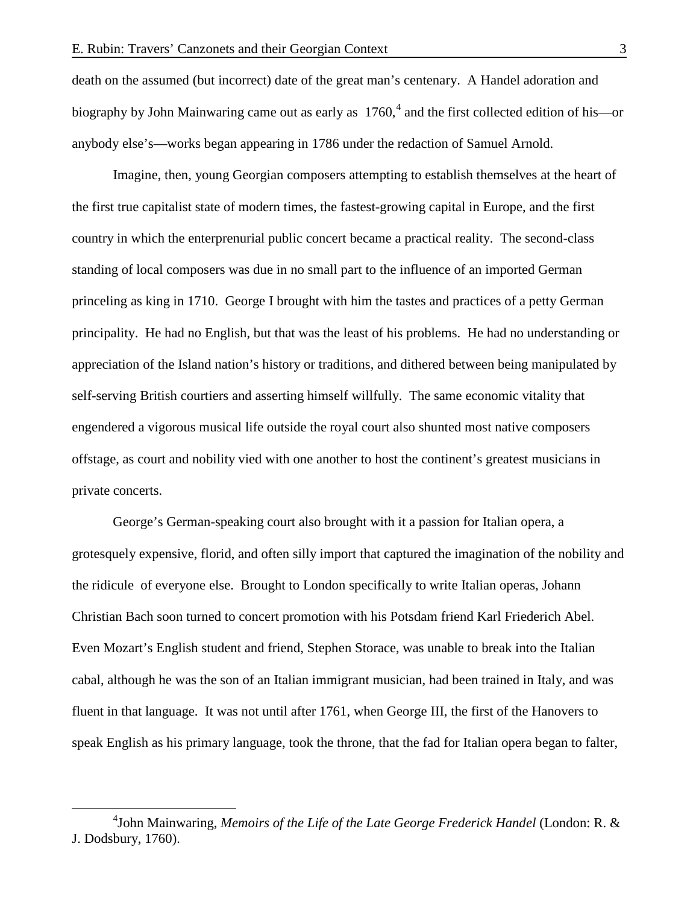death on the assumed (but incorrect) date of the great man's centenary. A Handel adoration and biography by John Mainwaring came out as early as 1760,[4] and the first collected edition of his—or anybody else's—works began appearing in 1786 under the redaction of Samuel Arnold.

Imagine, then, young Georgian composers attempting to establish themselves at the heart of the first true capitalist state of modern times, the fastest-growing capital in Europe, and the first country in which the enterprenurial public concert became a practical reality. The second-class standing of local composers was due in no small part to the influence of an imported German princeling as king in 1710. George I brought with him the tastes and practices of a petty German principality. He had no English, but that was the least of his problems. He had no understanding or appreciation of the Island nation's history or traditions, and dithered between being manipulated by self-serving British courtiers and asserting himself willfully. The same economic vitality that engendered a vigorous musical life outside the royal court also shunted most native composers offstage, as court and nobility vied with one another to host the continent's greatest musicians in private concerts.

George's German-speaking court also brought with it a passion for Italian opera, a grotesquely expensive, florid, and often silly import that captured the imagination of the nobility and the ridicule of everyone else. Brought to London specifically to write Italian operas, Johann Christian Bach soon turned to concert promotion with his Potsdam friend Karl Friederich Abel. Even Mozart's English student and friend, Stephen Storace, was unable to break into the Italian cabal, although he was the son of an Italian immigrant musician, had been trained in Italy, and was fluent in that language. It was not until after 1761, when George III, the first of the Hanovers to speak English as his primary language, took the throne, that the fad for Italian opera began to falter,

[4] John Mainwaring, *Memoirs of the Life of the Late George Frederick Handel* (London: R. & J. Dodsbury, 1760).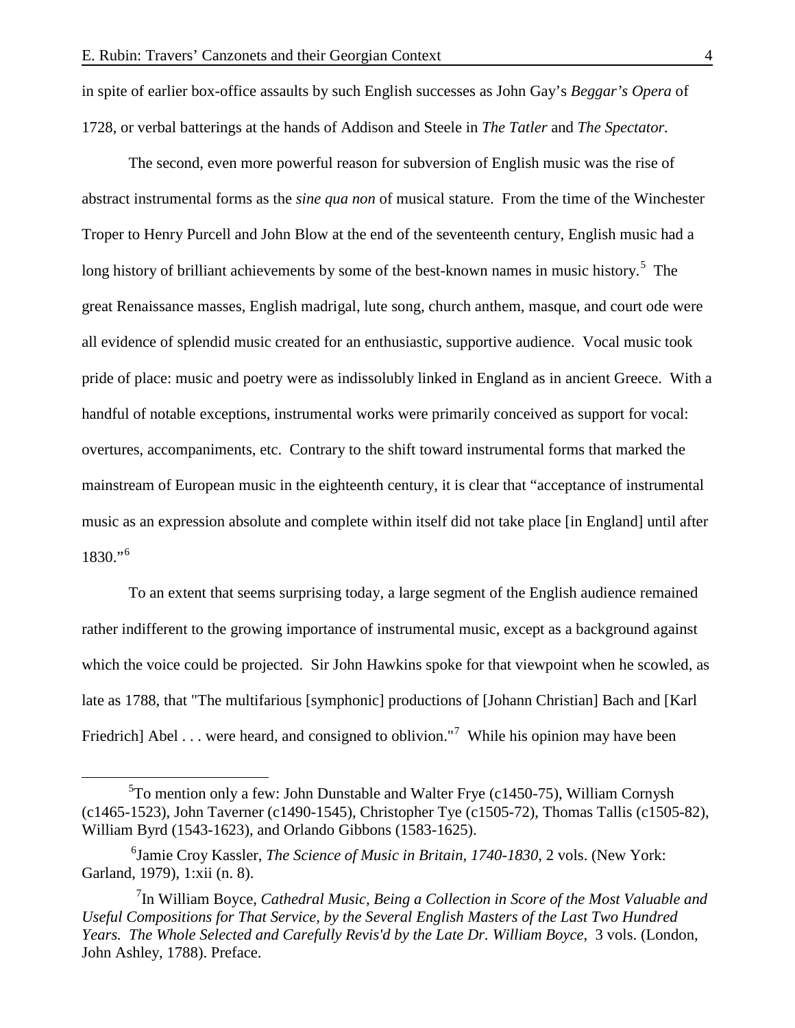in spite of earlier box-office assaults by such English successes as John Gay's *Beggar's Opera* of 1728, or verbal batterings at the hands of Addison and Steele in *The Tatler* and *The Spectator.*

The second, even more powerful reason for subversion of English music was the rise of abstract instrumental forms as the *sine qua non* of musical stature. From the time of the Winchester Troper to Henry Purcell and John Blow at the end of the seventeenth century, English music had a long history of brilliant achievements by some of the best-known names in music history.[5] The great Renaissance masses, English madrigal, lute song, church anthem, masque, and court ode were all evidence of splendid music created for an enthusiastic, supportive audience. Vocal music took pride of place: music and poetry were as indissolubly linked in England as in ancient Greece. With a handful of notable exceptions, instrumental works were primarily conceived as support for vocal: overtures, accompaniments, etc. Contrary to the shift toward instrumental forms that marked the mainstream of European music in the eighteenth century, it is clear that "acceptance of instrumental music as an expression absolute and complete within itself did not take place [in England] until after 1830."[6]

To an extent that seems surprising today, a large segment of the English audience remained rather indifferent to the growing importance of instrumental music, except as a background against which the voice could be projected. Sir John Hawkins spoke for that viewpoint when he scowled, as late as 1788, that "The multifarious [symphonic] productions of [Johann Christian] Bach and [Karl Friedrich] Abel . . . were heard, and consigned to oblivion."[7] While his opinion may have been

---

[5] To mention only a few: John Dunstable and Walter Frye (c1450-75), William Cornysh (c1465-1523), John Taverner (c1490-1545), Christopher Tye (c1505-72), Thomas Tallis (c1505-82), William Byrd (1543-1623), and Orlando Gibbons (1583-1625).

[6] Jamie Croy Kassler, *The Science of Music in Britain, 1740-1830*, 2 vols. (New York: Garland, 1979), 1:xii (n. 8).

[7] In William Boyce, *Cathedral Music, Being a Collection in Score of the Most Valuable and Useful Compositions for That Service, by the Several English Masters of the Last Two Hundred Years. The Whole Selected and Carefully Revis'd by the Late Dr. William Boyce*, 3 vols. (London, John Ashley, 1788). Preface.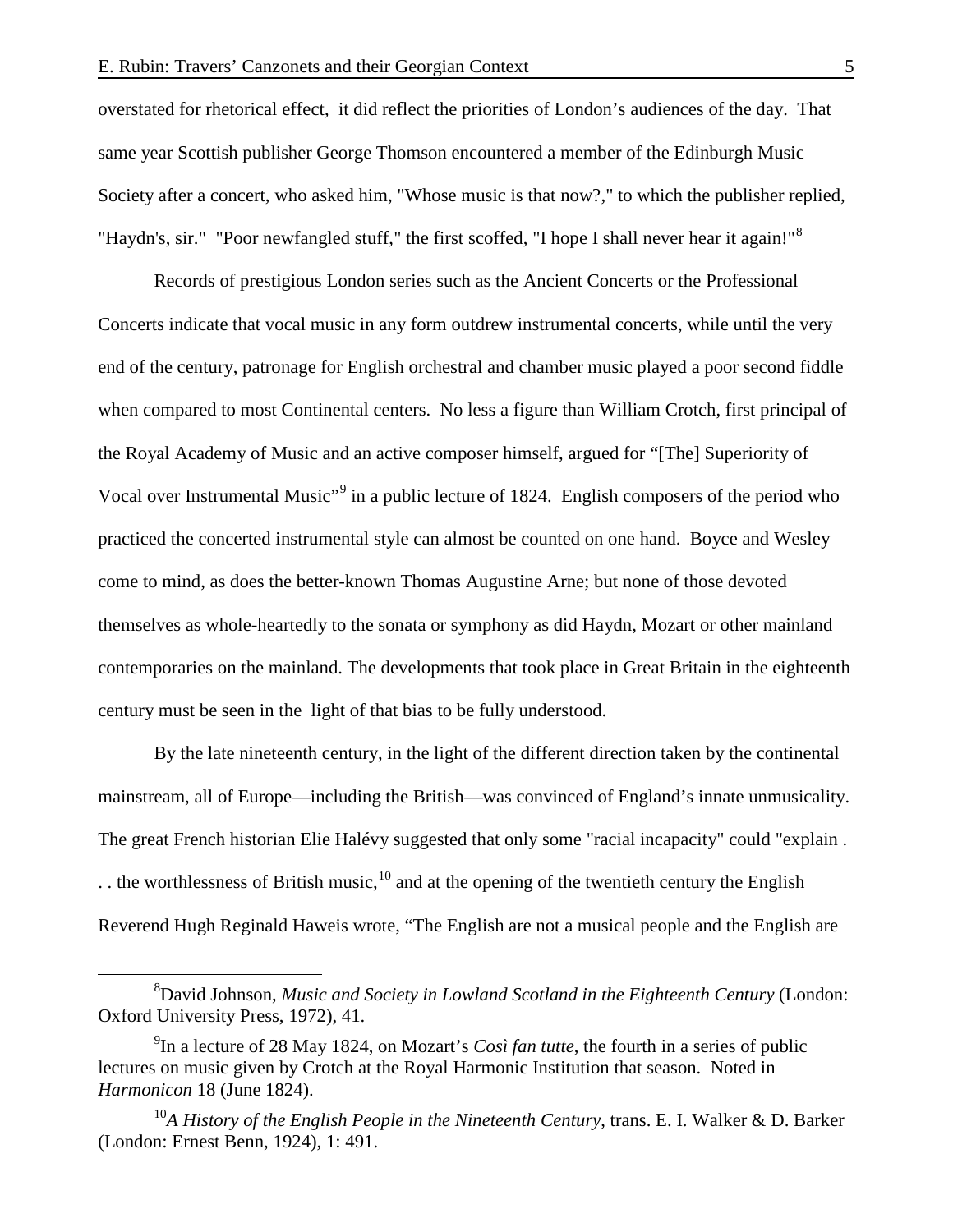overstated for rhetorical effect, it did reflect the priorities of London's audiences of the day. That same year Scottish publisher George Thomson encountered a member of the Edinburgh Music Society after a concert, who asked him, "Whose music is that now?," to which the publisher replied, "Haydn's, sir." "Poor newfangled stuff," the first scoffed, "I hope I shall never hear it again!"[8]

Records of prestigious London series such as the Ancient Concerts or the Professional Concerts indicate that vocal music in any form outdrew instrumental concerts, while until the very end of the century, patronage for English orchestral and chamber music played a poor second fiddle when compared to most Continental centers. No less a figure than William Crotch, first principal of the Royal Academy of Music and an active composer himself, argued for "[The] Superiority of Vocal over Instrumental Music"[9] in a public lecture of 1824. English composers of the period who practiced the concerted instrumental style can almost be counted on one hand. Boyce and Wesley come to mind, as does the better-known Thomas Augustine Arne; but none of those devoted themselves as whole-heartedly to the sonata or symphony as did Haydn, Mozart or other mainland contemporaries on the mainland. The developments that took place in Great Britain in the eighteenth century must be seen in the light of that bias to be fully understood.

By the late nineteenth century, in the light of the different direction taken by the continental mainstream, all of Europe—including the British—was convinced of England's innate unmusicality. The great French historian Elie Halévy suggested that only some "racial incapacity" could "explain . . . the worthlessness of British music,[10] and at the opening of the twentieth century the English Reverend Hugh Reginald Haweis wrote, "The English are not a musical people and the English are

---

[8] David Johnson, *Music and Society in Lowland Scotland in the Eighteenth Century* (London: Oxford University Press, 1972), 41.

[9] In a lecture of 28 May 1824, on Mozart's *Così fan tutte*, the fourth in a series of public lectures on music given by Crotch at the Royal Harmonic Institution that season. Noted in *Harmonicon* 18 (June 1824).

[10] *A History of the English People in the Nineteenth Century*, trans. E. I. Walker & D. Barker (London: Ernest Benn, 1924), 1: 491.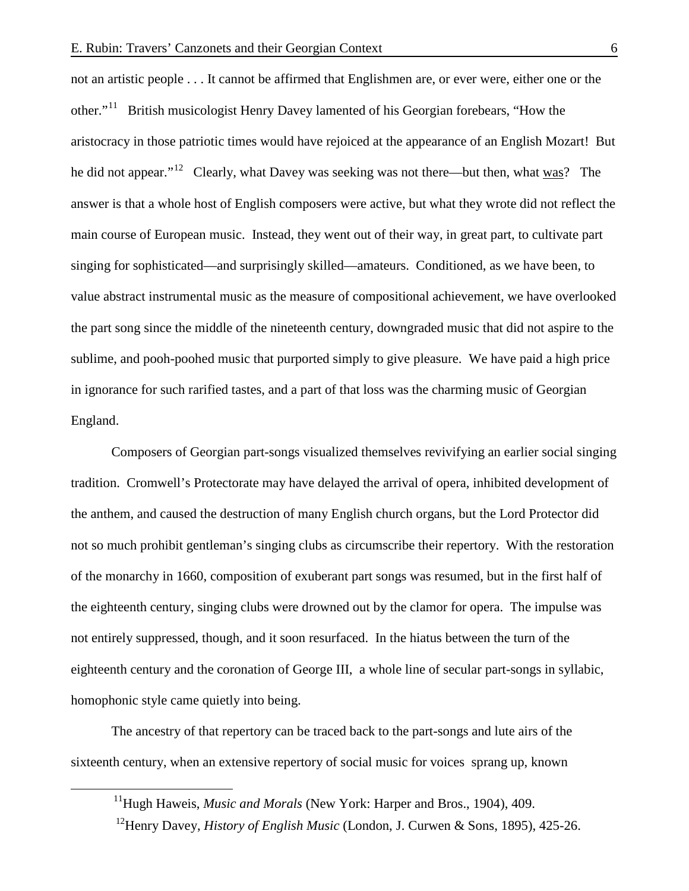not an artistic people . . . It cannot be affirmed that Englishmen are, or ever were, either one or the other."[11] British musicologist Henry Davey lamented of his Georgian forebears, "How the aristocracy in those patriotic times would have rejoiced at the appearance of an English Mozart! But he did not appear."[12] Clearly, what Davey was seeking was not there—but then, what was? The answer is that a whole host of English composers were active, but what they wrote did not reflect the main course of European music. Instead, they went out of their way, in great part, to cultivate part singing for sophisticated—and surprisingly skilled—amateurs. Conditioned, as we have been, to value abstract instrumental music as the measure of compositional achievement, we have overlooked the part song since the middle of the nineteenth century, downgraded music that did not aspire to the sublime, and pooh-poohed music that purported simply to give pleasure. We have paid a high price in ignorance for such rarified tastes, and a part of that loss was the charming music of Georgian England.

Composers of Georgian part-songs visualized themselves revivifying an earlier social singing tradition. Cromwell's Protectorate may have delayed the arrival of opera, inhibited development of the anthem, and caused the destruction of many English church organs, but the Lord Protector did not so much prohibit gentleman's singing clubs as circumscribe their repertory. With the restoration of the monarchy in 1660, composition of exuberant part songs was resumed, but in the first half of the eighteenth century, singing clubs were drowned out by the clamor for opera. The impulse was not entirely suppressed, though, and it soon resurfaced. In the hiatus between the turn of the eighteenth century and the coronation of George III, a whole line of secular part-songs in syllabic, homophonic style came quietly into being.

The ancestry of that repertory can be traced back to the part-songs and lute airs of the sixteenth century, when an extensive repertory of social music for voices sprang up, known

[11] Hugh Haweis, *Music and Morals* (New York: Harper and Bros., 1904), 409.

[12] Henry Davey, *History of English Music* (London, J. Curwen & Sons, 1895), 425-26.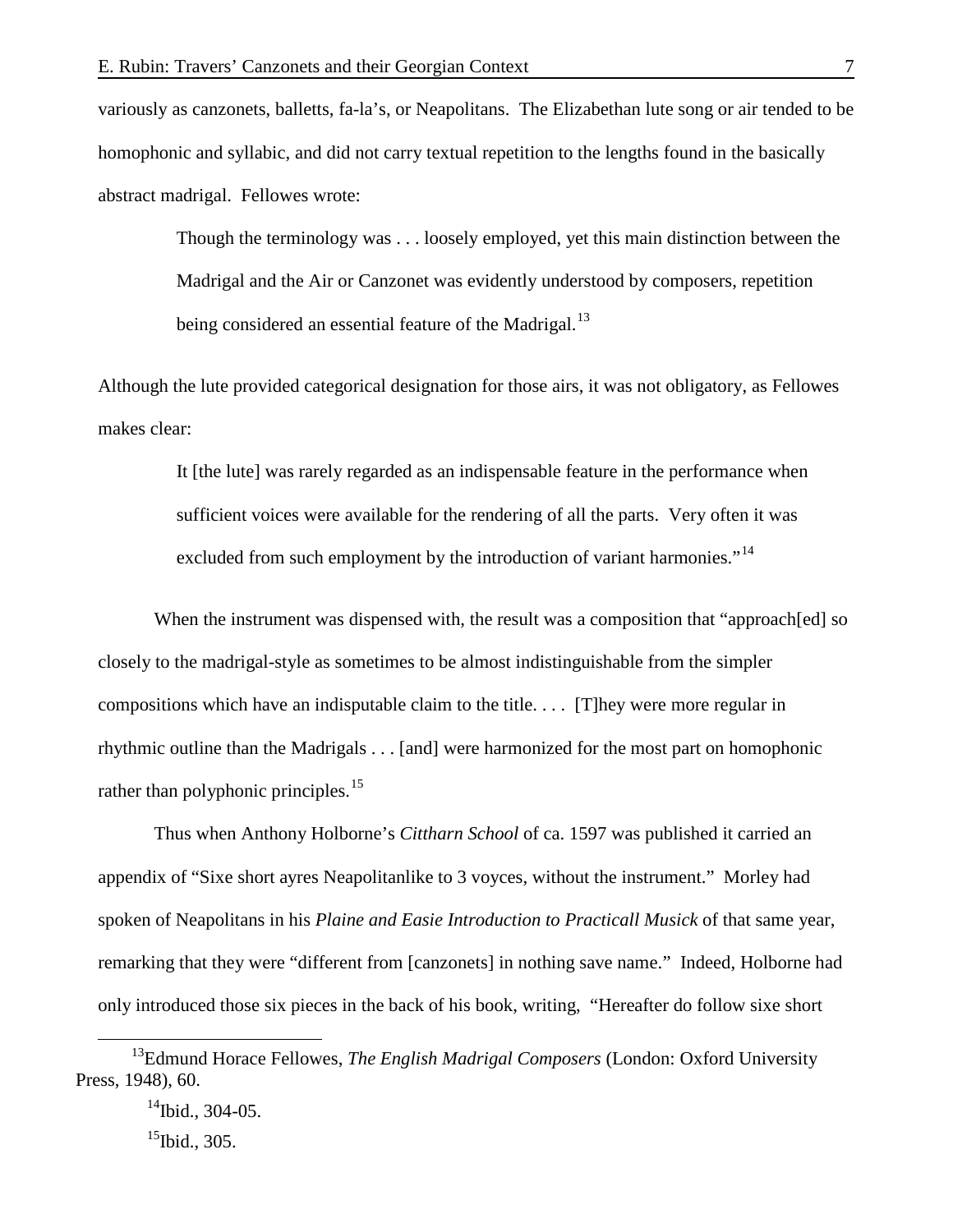variously as canzonets, balletts, fa-la's, or Neapolitans. The Elizabethan lute song or air tended to be homophonic and syllabic, and did not carry textual repetition to the lengths found in the basically abstract madrigal. Fellowes wrote:

> Though the terminology was . . . loosely employed, yet this main distinction between the Madrigal and the Air or Canzonet was evidently understood by composers, repetition being considered an essential feature of the Madrigal.[13]

Although the lute provided categorical designation for those airs, it was not obligatory, as Fellowes makes clear:

> It [the lute] was rarely regarded as an indispensable feature in the performance when sufficient voices were available for the rendering of all the parts. Very often it was excluded from such employment by the introduction of variant harmonies."[14]

When the instrument was dispensed with, the result was a composition that "approach[ed] so closely to the madrigal-style as sometimes to be almost indistinguishable from the simpler compositions which have an indisputable claim to the title. . . . [T]hey were more regular in rhythmic outline than the Madrigals . . . [and] were harmonized for the most part on homophonic rather than polyphonic principles.[15]

Thus when Anthony Holborne's *Cittharn School* of ca. 1597 was published it carried an appendix of "Sixe short ayres Neapolitanlike to 3 voyces, without the instrument." Morley had spoken of Neapolitans in his *Plaine and Easie Introduction to Practicall Musick* of that same year, remarking that they were "different from [canzonets] in nothing save name." Indeed, Holborne had only introduced those six pieces in the back of his book, writing, "Hereafter do follow sixe short

---

[13] Edmund Horace Fellowes, *The English Madrigal Composers* (London: Oxford University Press, 1948), 60.

[14] Ibid., 304-05.

[15] Ibid., 305.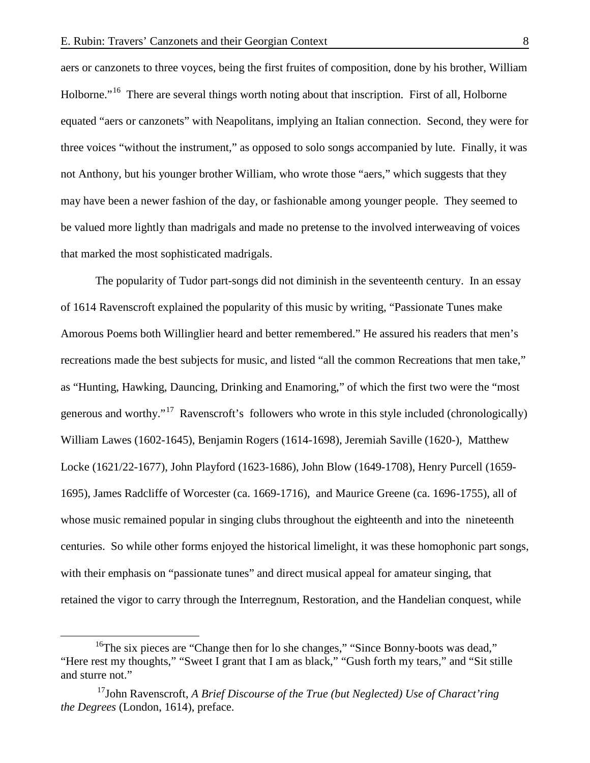aers or canzonets to three voyces, being the first fruites of composition, done by his brother, William Holborne."[16] There are several things worth noting about that inscription. First of all, Holborne equated "aers or canzonets" with Neapolitans, implying an Italian connection. Second, they were for three voices "without the instrument," as opposed to solo songs accompanied by lute. Finally, it was not Anthony, but his younger brother William, who wrote those "aers," which suggests that they may have been a newer fashion of the day, or fashionable among younger people. They seemed to be valued more lightly than madrigals and made no pretense to the involved interweaving of voices that marked the most sophisticated madrigals.

The popularity of Tudor part-songs did not diminish in the seventeenth century. In an essay of 1614 Ravenscroft explained the popularity of this music by writing, "Passionate Tunes make Amorous Poems both Willinglier heard and better remembered." He assured his readers that men's recreations made the best subjects for music, and listed "all the common Recreations that men take," as "Hunting, Hawking, Dauncing, Drinking and Enamoring," of which the first two were the "most generous and worthy."[17] Ravenscroft's followers who wrote in this style included (chronologically) William Lawes (1602-1645), Benjamin Rogers (1614-1698), Jeremiah Saville (1620-), Matthew Locke (1621/22-1677), John Playford (1623-1686), John Blow (1649-1708), Henry Purcell (1659-1695), James Radcliffe of Worcester (ca. 1669-1716), and Maurice Greene (ca. 1696-1755), all of whose music remained popular in singing clubs throughout the eighteenth and into the nineteenth centuries. So while other forms enjoyed the historical limelight, it was these homophonic part songs, with their emphasis on "passionate tunes" and direct musical appeal for amateur singing, that retained the vigor to carry through the Interregnum, Restoration, and the Handelian conquest, while

---

[16] The six pieces are "Change then for lo she changes," "Since Bonny-boots was dead," "Here rest my thoughts," "Sweet I grant that I am as black," "Gush forth my tears," and "Sit stille and sturre not."

[17] John Ravenscroft, *A Brief Discourse of the True (but Neglected) Use of Charact'ring the Degrees* (London, 1614), preface.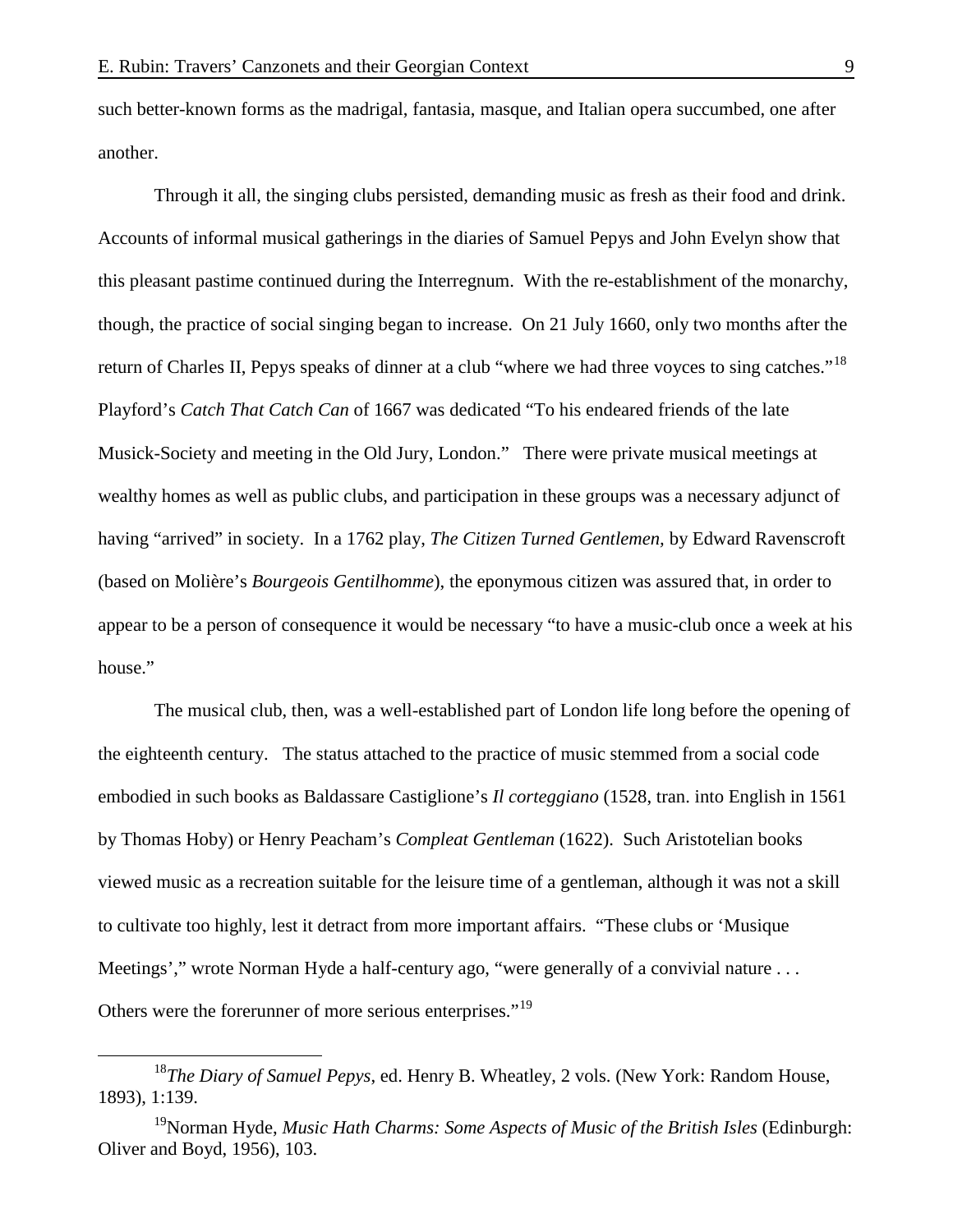such better-known forms as the madrigal, fantasia, masque, and Italian opera succumbed, one after another.

Through it all, the singing clubs persisted, demanding music as fresh as their food and drink. Accounts of informal musical gatherings in the diaries of Samuel Pepys and John Evelyn show that this pleasant pastime continued during the Interregnum. With the re-establishment of the monarchy, though, the practice of social singing began to increase. On 21 July 1660, only two months after the return of Charles II, Pepys speaks of dinner at a club "where we had three voyces to sing catches."[18] Playford's *Catch That Catch Can* of 1667 was dedicated "To his endeared friends of the late Musick-Society and meeting in the Old Jury, London." There were private musical meetings at wealthy homes as well as public clubs, and participation in these groups was a necessary adjunct of having "arrived" in society. In a 1762 play, *The Citizen Turned Gentlemen,* by Edward Ravenscroft (based on Molière's *Bourgeois Gentilhomme*), the eponymous citizen was assured that, in order to appear to be a person of consequence it would be necessary "to have a music-club once a week at his house."

The musical club, then, was a well-established part of London life long before the opening of the eighteenth century. The status attached to the practice of music stemmed from a social code embodied in such books as Baldassare Castiglione's *Il corteggiano* (1528, tran. into English in 1561 by Thomas Hoby) or Henry Peacham's *Compleat Gentleman* (1622). Such Aristotelian books viewed music as a recreation suitable for the leisure time of a gentleman, although it was not a skill to cultivate too highly, lest it detract from more important affairs. "These clubs or 'Musique Meetings'," wrote Norman Hyde a half-century ago, "were generally of a convivial nature . . . Others were the forerunner of more serious enterprises."[19]

---

[18]*The Diary of Samuel Pepys*, ed. Henry B. Wheatley, 2 vols. (New York: Random House, 1893), 1:139.

[19]Norman Hyde, *Music Hath Charms: Some Aspects of Music of the British Isles* (Edinburgh: Oliver and Boyd, 1956), 103.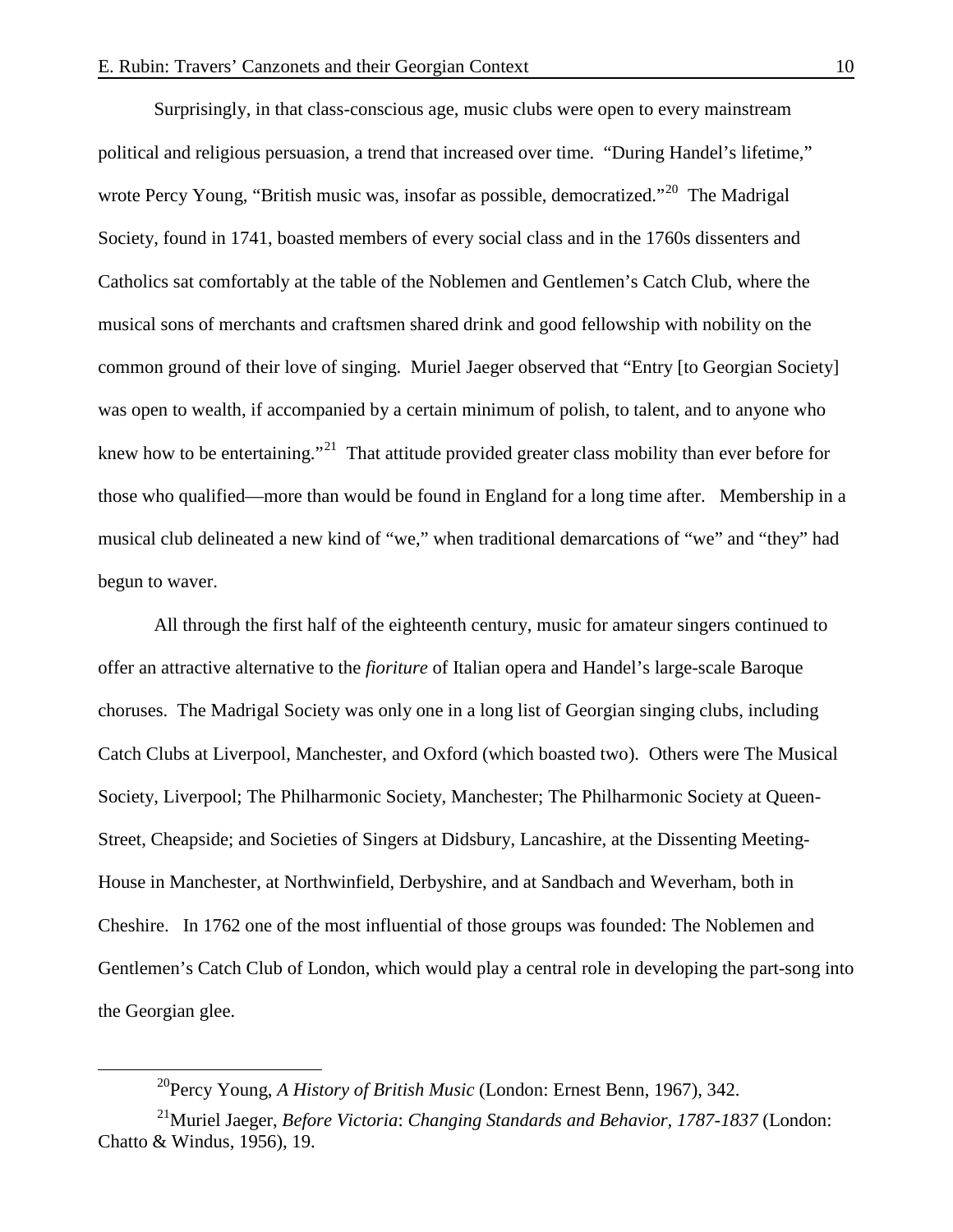Surprisingly, in that class-conscious age, music clubs were open to every mainstream political and religious persuasion, a trend that increased over time. "During Handel's lifetime," wrote Percy Young, "British music was, insofar as possible, democratized."[20] The Madrigal Society, found in 1741, boasted members of every social class and in the 1760s dissenters and Catholics sat comfortably at the table of the Noblemen and Gentlemen's Catch Club, where the musical sons of merchants and craftsmen shared drink and good fellowship with nobility on the common ground of their love of singing. Muriel Jaeger observed that "Entry [to Georgian Society] was open to wealth, if accompanied by a certain minimum of polish, to talent, and to anyone who knew how to be entertaining."[21] That attitude provided greater class mobility than ever before for those who qualified—more than would be found in England for a long time after. Membership in a musical club delineated a new kind of "we," when traditional demarcations of "we" and "they" had begun to waver.

All through the first half of the eighteenth century, music for amateur singers continued to offer an attractive alternative to the *fioriture* of Italian opera and Handel's large-scale Baroque choruses. The Madrigal Society was only one in a long list of Georgian singing clubs, including Catch Clubs at Liverpool, Manchester, and Oxford (which boasted two). Others were The Musical Society, Liverpool; The Philharmonic Society, Manchester; The Philharmonic Society at Queen-Street, Cheapside; and Societies of Singers at Didsbury, Lancashire, at the Dissenting Meeting-House in Manchester, at Northwinfield, Derbyshire, and at Sandbach and Weverham, both in Cheshire. In 1762 one of the most influential of those groups was founded: The Noblemen and Gentlemen's Catch Club of London, which would play a central role in developing the part-song into the Georgian glee.

[20]Percy Young, *A History of British Music* (London: Ernest Benn, 1967), 342.

[21]Muriel Jaeger, *Before Victoria*: *Changing Standards and Behavior, 1787-1837* (London: Chatto & Windus, 1956), 19.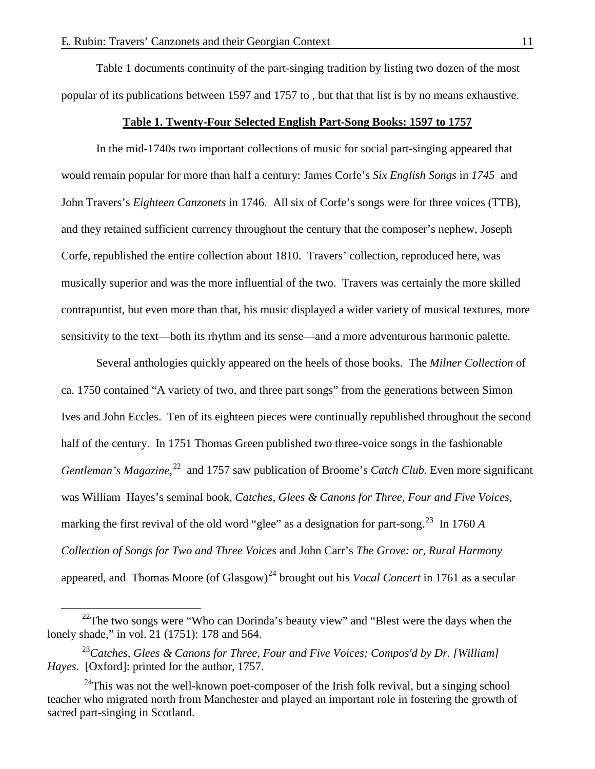Table 1 documents continuity of the part-singing tradition by listing two dozen of the most popular of its publications between 1597 and 1757 to , but that that list is by no means exhaustive.

**Table 1. Twenty-Four Selected English Part-Song Books: 1597 to 1757**

In the mid-1740s two important collections of music for social part-singing appeared that would remain popular for more than half a century: James Corfe's *Six English Songs* in *1745* and John Travers's *Eighteen Canzonets* in 1746. All six of Corfe's songs were for three voices (TTB), and they retained sufficient currency throughout the century that the composer's nephew, Joseph Corfe, republished the entire collection about 1810. Travers' collection, reproduced here, was musically superior and was the more influential of the two. Travers was certainly the more skilled contrapuntist, but even more than that, his music displayed a wider variety of musical textures, more sensitivity to the text—both its rhythm and its sense—and a more adventurous harmonic palette.

Several anthologies quickly appeared on the heels of those books. The *Milner Collection* of ca. 1750 contained "A variety of two, and three part songs" from the generations between Simon Ives and John Eccles. Ten of its eighteen pieces were continually republished throughout the second half of the century. In 1751 Thomas Green published two three-voice songs in the fashionable *Gentleman's Magazine*,[22] and 1757 saw publication of Broome's *Catch Club.* Even more significant was William Hayes's seminal book, *Catches, Glees & Canons for Three, Four and Five Voices*, marking the first revival of the old word "glee" as a designation for part-song.[23] In 1760 *A Collection of Songs for Two and Three Voices* and John Carr's *The Grove: or, Rural Harmony* appeared, and Thomas Moore (of Glasgow)[24] brought out his *Vocal Concert* in 1761 as a secular

[22] The two songs were "Who can Dorinda's beauty view" and "Blest were the days when the lonely shade," in vol. 21 (1751): 178 and 564.

[23] *Catches, Glees & Canons for Three, Four and Five Voices; Compos'd by Dr. [William] Hayes*. [Oxford]: printed for the author, 1757.

[24] This was not the well-known poet-composer of the Irish folk revival, but a singing school teacher who migrated north from Manchester and played an important role in fostering the growth of sacred part-singing in Scotland.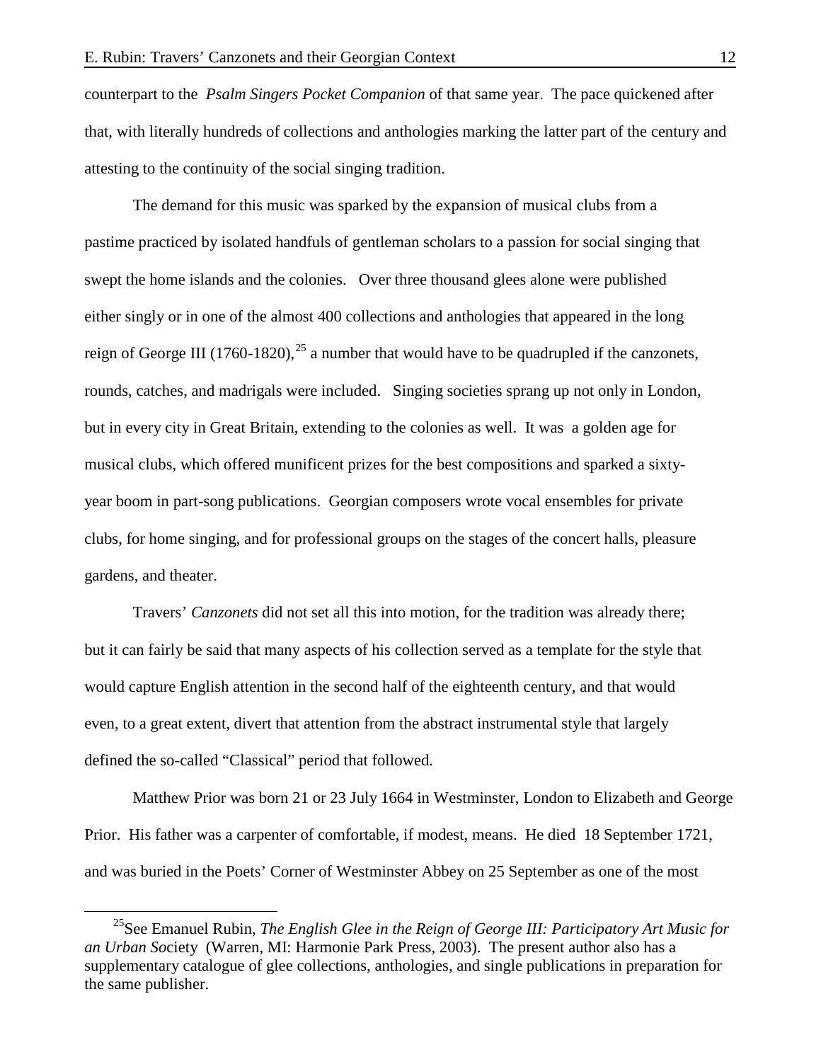counterpart to the *Psalm Singers Pocket Companion* of that same year. The pace quickened after that, with literally hundreds of collections and anthologies marking the latter part of the century and attesting to the continuity of the social singing tradition.

The demand for this music was sparked by the expansion of musical clubs from a pastime practiced by isolated handfuls of gentleman scholars to a passion for social singing that swept the home islands and the colonies. Over three thousand glees alone were published either singly or in one of the almost 400 collections and anthologies that appeared in the long reign of George III (1760-1820),[25] a number that would have to be quadrupled if the canzonets, rounds, catches, and madrigals were included. Singing societies sprang up not only in London, but in every city in Great Britain, extending to the colonies as well. It was a golden age for musical clubs, which offered munificent prizes for the best compositions and sparked a sixty-year boom in part-song publications. Georgian composers wrote vocal ensembles for private clubs, for home singing, and for professional groups on the stages of the concert halls, pleasure gardens, and theater.

Travers' *Canzonets* did not set all this into motion, for the tradition was already there; but it can fairly be said that many aspects of his collection served as a template for the style that would capture English attention in the second half of the eighteenth century, and that would even, to a great extent, divert that attention from the abstract instrumental style that largely defined the so-called "Classical" period that followed.

Matthew Prior was born 21 or 23 July 1664 in Westminster, London to Elizabeth and George Prior. His father was a carpenter of comfortable, if modest, means. He died 18 September 1721, and was buried in the Poets' Corner of Westminster Abbey on 25 September as one of the most

---

[25] See Emanuel Rubin, *The English Glee in the Reign of George III: Participatory Art Music for an Urban Society* (Warren, MI: Harmonie Park Press, 2003). The present author also has a supplementary catalogue of glee collections, anthologies, and single publications in preparation for the same publisher.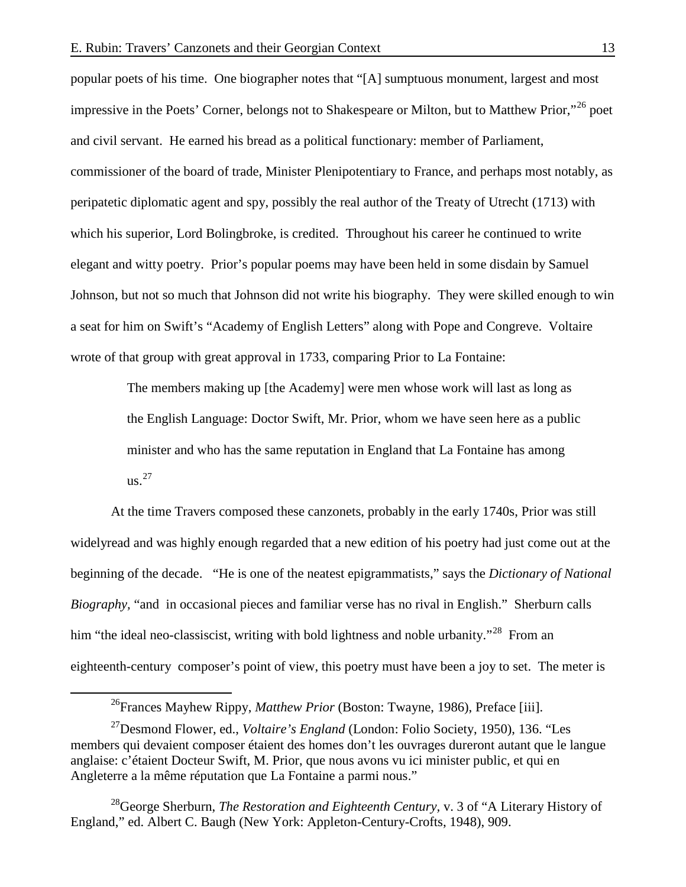popular poets of his time. One biographer notes that "[A] sumptuous monument, largest and most impressive in the Poets' Corner, belongs not to Shakespeare or Milton, but to Matthew Prior,"[26] poet and civil servant. He earned his bread as a political functionary: member of Parliament, commissioner of the board of trade, Minister Plenipotentiary to France, and perhaps most notably, as peripatetic diplomatic agent and spy, possibly the real author of the Treaty of Utrecht (1713) with which his superior, Lord Bolingbroke, is credited. Throughout his career he continued to write elegant and witty poetry. Prior's popular poems may have been held in some disdain by Samuel Johnson, but not so much that Johnson did not write his biography. They were skilled enough to win a seat for him on Swift's "Academy of English Letters" along with Pope and Congreve. Voltaire wrote of that group with great approval in 1733, comparing Prior to La Fontaine:

> The members making up [the Academy] were men whose work will last as long as the English Language: Doctor Swift, Mr. Prior, whom we have seen here as a public minister and who has the same reputation in England that La Fontaine has among us.[27]

At the time Travers composed these canzonets, probably in the early 1740s, Prior was still widelyread and was highly enough regarded that a new edition of his poetry had just come out at the beginning of the decade. "He is one of the neatest epigrammatists," says the *Dictionary of National Biography*, "and in occasional pieces and familiar verse has no rival in English." Sherburn calls him "the ideal neo-classiscist, writing with bold lightness and noble urbanity."[28] From an eighteenth-century composer's point of view, this poetry must have been a joy to set. The meter is

---

[26] Frances Mayhew Rippy, *Matthew Prior* (Boston: Twayne, 1986), Preface [iii].

[27] Desmond Flower, ed., *Voltaire's England* (London: Folio Society, 1950), 136. "Les members qui devaient composer étaient des homes don't les ouvrages dureront autant que le langue anglaise: c'étaient Docteur Swift, M. Prior, que nous avons vu ici minister public, et qui en Angleterre a la même réputation que La Fontaine a parmi nous."

[28] George Sherburn, *The Restoration and Eighteenth Century*, v. 3 of "A Literary History of England," ed. Albert C. Baugh (New York: Appleton-Century-Crofts, 1948), 909.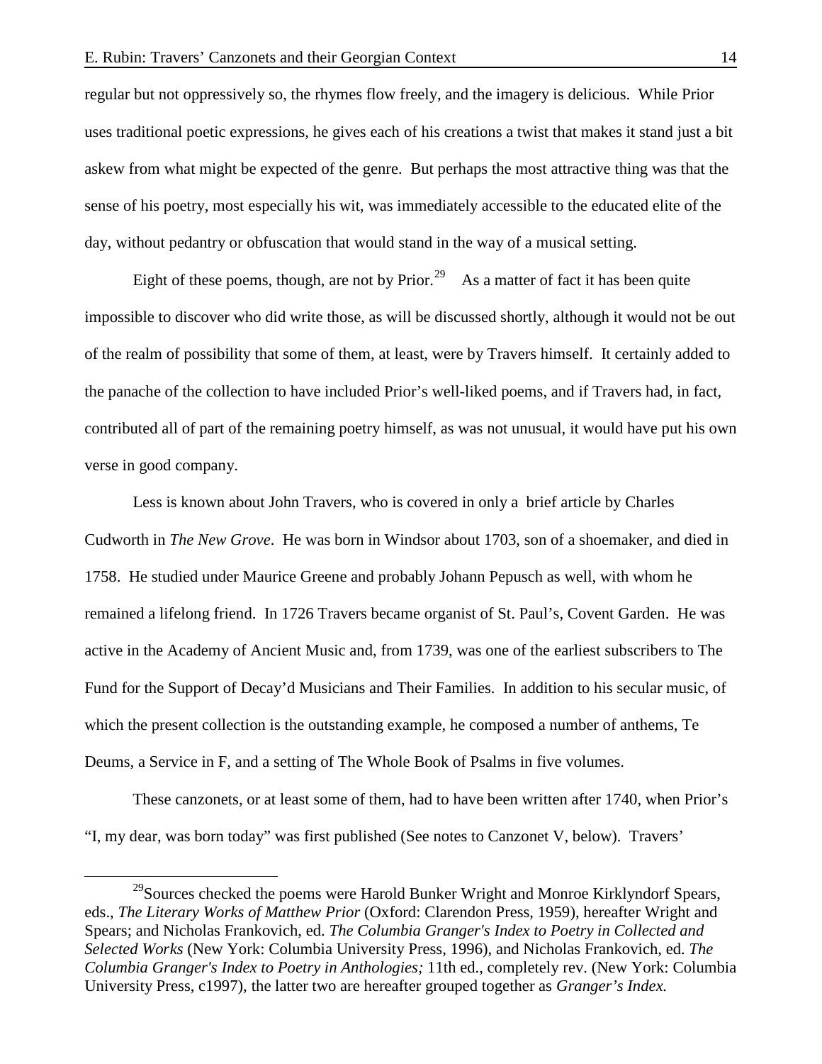regular but not oppressively so, the rhymes flow freely, and the imagery is delicious. While Prior uses traditional poetic expressions, he gives each of his creations a twist that makes it stand just a bit askew from what might be expected of the genre. But perhaps the most attractive thing was that the sense of his poetry, most especially his wit, was immediately accessible to the educated elite of the day, without pedantry or obfuscation that would stand in the way of a musical setting.

Eight of these poems, though, are not by Prior.[29] As a matter of fact it has been quite impossible to discover who did write those, as will be discussed shortly, although it would not be out of the realm of possibility that some of them, at least, were by Travers himself. It certainly added to the panache of the collection to have included Prior's well-liked poems, and if Travers had, in fact, contributed all of part of the remaining poetry himself, as was not unusual, it would have put his own verse in good company.

Less is known about John Travers, who is covered in only a brief article by Charles Cudworth in *The New Grove*. He was born in Windsor about 1703, son of a shoemaker, and died in 1758. He studied under Maurice Greene and probably Johann Pepusch as well, with whom he remained a lifelong friend. In 1726 Travers became organist of St. Paul's, Covent Garden. He was active in the Academy of Ancient Music and, from 1739, was one of the earliest subscribers to The Fund for the Support of Decay'd Musicians and Their Families. In addition to his secular music, of which the present collection is the outstanding example, he composed a number of anthems, Te Deums, a Service in F, and a setting of The Whole Book of Psalms in five volumes.

These canzonets, or at least some of them, had to have been written after 1740, when Prior's "I, my dear, was born today" was first published (See notes to Canzonet V, below). Travers'

[29] Sources checked the poems were Harold Bunker Wright and Monroe Kirklyndorf Spears, eds., *The Literary Works of Matthew Prior* (Oxford: Clarendon Press, 1959), hereafter Wright and Spears; and Nicholas Frankovich, ed. *The Columbia Granger's Index to Poetry in Collected and Selected Works* (New York: Columbia University Press, 1996), and Nicholas Frankovich, ed. *The Columbia Granger's Index to Poetry in Anthologies;* 11th ed., completely rev. (New York: Columbia University Press, c1997), the latter two are hereafter grouped together as *Granger's Index.*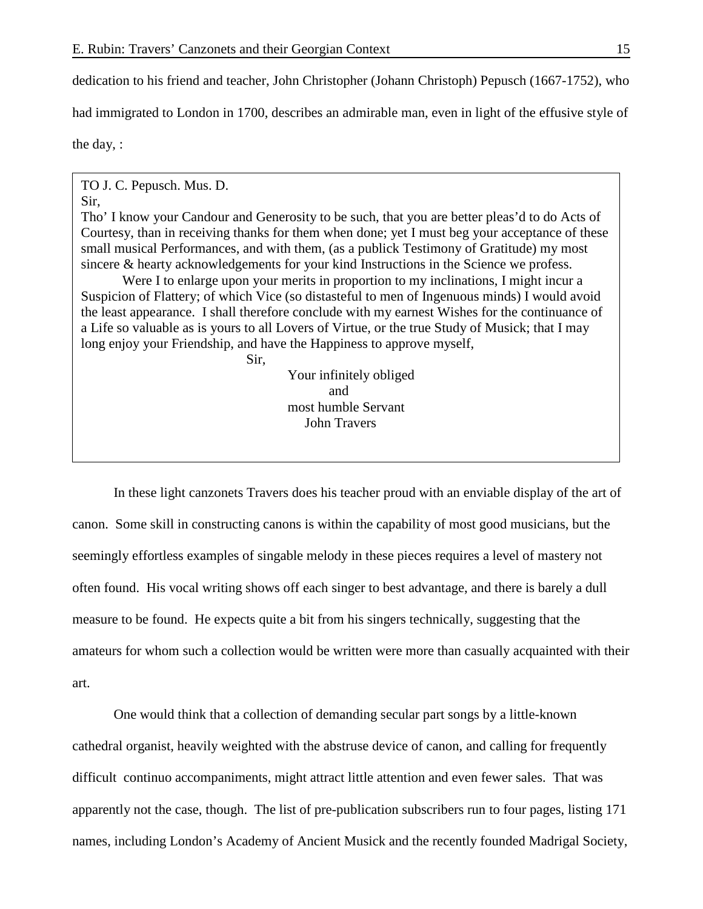dedication to his friend and teacher, John Christopher (Johann Christoph) Pepusch (1667-1752), who had immigrated to London in 1700, describes an admirable man, even in light of the effusive style of the day, :

> TO J. C. Pepusch. Mus. D.
>
> Sir,
>
> Tho' I know your Candour and Generosity to be such, that you are better pleas'd to do Acts of Courtesy, than in receiving thanks for them when done; yet I must beg your acceptance of these small musical Performances, and with them, (as a publick Testimony of Gratitude) my most sincere & hearty acknowledgements for your kind Instructions in the Science we profess.
>
> Were I to enlarge upon your merits in proportion to my inclinations, I might incur a Suspicion of Flattery; of which Vice (so distasteful to men of Ingenuous minds) I would avoid the least appearance. I shall therefore conclude with my earnest Wishes for the continuance of a Life so valuable as is yours to all Lovers of Virtue, or the true Study of Musick; that I may long enjoy your Friendship, and have the Happiness to approve myself,
>
> Sir,
>
> Your infinitely obliged
> and
> most humble Servant
> John Travers

In these light canzonets Travers does his teacher proud with an enviable display of the art of canon. Some skill in constructing canons is within the capability of most good musicians, but the seemingly effortless examples of singable melody in these pieces requires a level of mastery not often found. His vocal writing shows off each singer to best advantage, and there is barely a dull measure to be found. He expects quite a bit from his singers technically, suggesting that the amateurs for whom such a collection would be written were more than casually acquainted with their art.

One would think that a collection of demanding secular part songs by a little-known cathedral organist, heavily weighted with the abstruse device of canon, and calling for frequently difficult continuo accompaniments, might attract little attention and even fewer sales. That was apparently not the case, though. The list of pre-publication subscribers run to four pages, listing 171 names, including London's Academy of Ancient Musick and the recently founded Madrigal Society,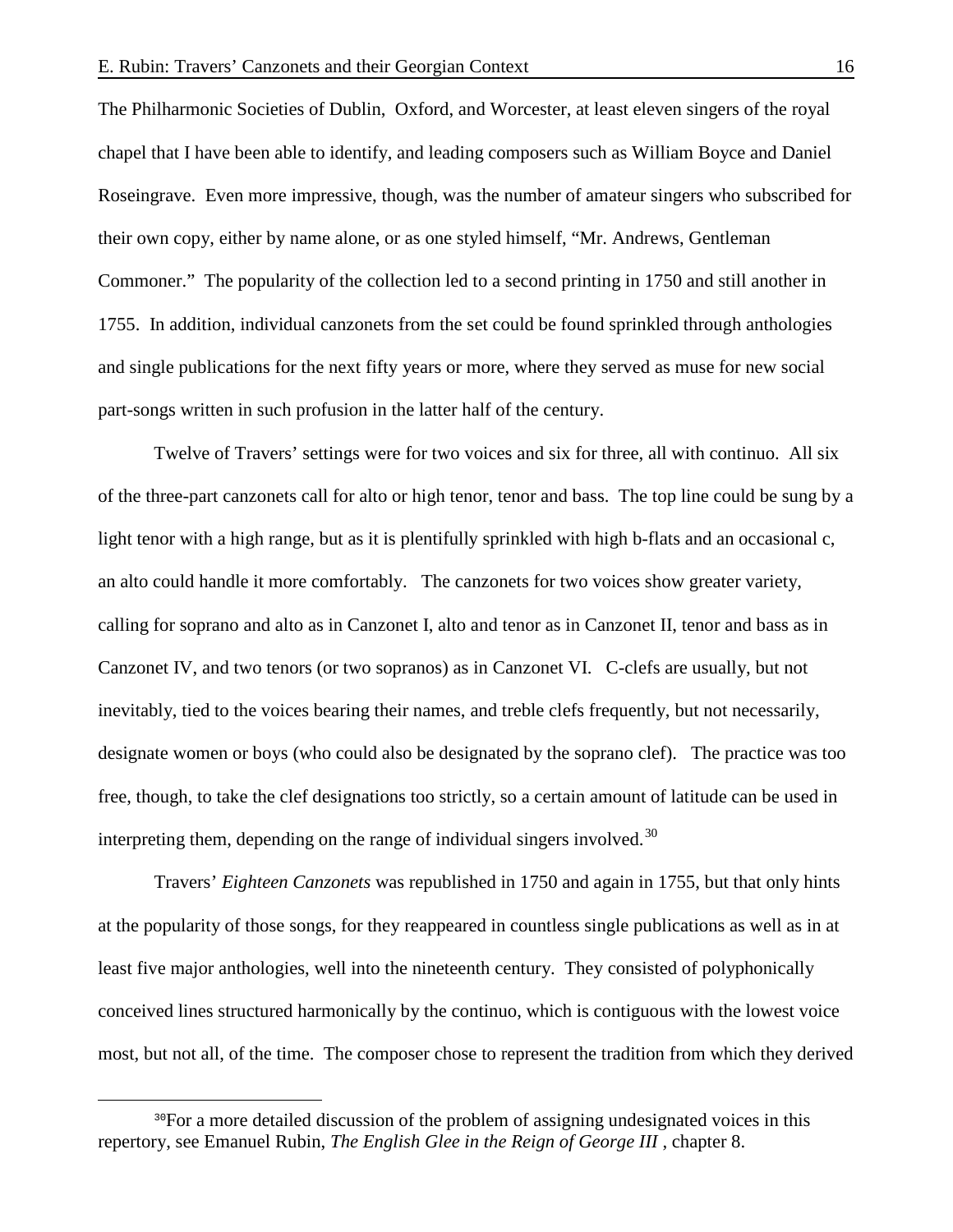The Philharmonic Societies of Dublin, Oxford, and Worcester, at least eleven singers of the royal chapel that I have been able to identify, and leading composers such as William Boyce and Daniel Roseingrave. Even more impressive, though, was the number of amateur singers who subscribed for their own copy, either by name alone, or as one styled himself, "Mr. Andrews, Gentleman Commoner." The popularity of the collection led to a second printing in 1750 and still another in 1755. In addition, individual canzonets from the set could be found sprinkled through anthologies and single publications for the next fifty years or more, where they served as muse for new social part-songs written in such profusion in the latter half of the century.

Twelve of Travers' settings were for two voices and six for three, all with continuo. All six of the three-part canzonets call for alto or high tenor, tenor and bass. The top line could be sung by a light tenor with a high range, but as it is plentifully sprinkled with high b-flats and an occasional c, an alto could handle it more comfortably. The canzonets for two voices show greater variety, calling for soprano and alto as in Canzonet I, alto and tenor as in Canzonet II, tenor and bass as in Canzonet IV, and two tenors (or two sopranos) as in Canzonet VI. C-clefs are usually, but not inevitably, tied to the voices bearing their names, and treble clefs frequently, but not necessarily, designate women or boys (who could also be designated by the soprano clef). The practice was too free, though, to take the clef designations too strictly, so a certain amount of latitude can be used in interpreting them, depending on the range of individual singers involved.[30]

Travers' *Eighteen Canzonets* was republished in 1750 and again in 1755, but that only hints at the popularity of those songs, for they reappeared in countless single publications as well as in at least five major anthologies, well into the nineteenth century. They consisted of polyphonically conceived lines structured harmonically by the continuo, which is contiguous with the lowest voice most, but not all, of the time. The composer chose to represent the tradition from which they derived

[30] For a more detailed discussion of the problem of assigning undesignated voices in this repertory, see Emanuel Rubin, *The English Glee in the Reign of George III* , chapter 8.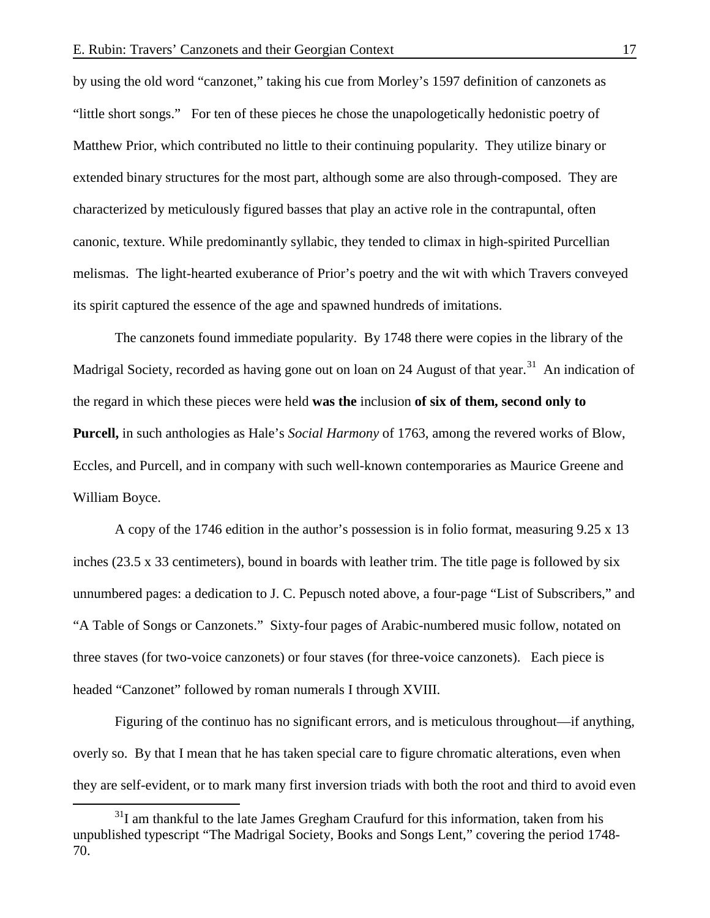by using the old word "canzonet," taking his cue from Morley's 1597 definition of canzonets as "little short songs." For ten of these pieces he chose the unapologetically hedonistic poetry of Matthew Prior, which contributed no little to their continuing popularity. They utilize binary or extended binary structures for the most part, although some are also through-composed. They are characterized by meticulously figured basses that play an active role in the contrapuntal, often canonic, texture. While predominantly syllabic, they tended to climax in high-spirited Purcellian melismas. The light-hearted exuberance of Prior's poetry and the wit with which Travers conveyed its spirit captured the essence of the age and spawned hundreds of imitations.

The canzonets found immediate popularity. By 1748 there were copies in the library of the Madrigal Society, recorded as having gone out on loan on 24 August of that year.[31] An indication of the regard in which these pieces were held **was the** inclusion **of six of them, second only to Purcell,** in such anthologies as Hale's *Social Harmony* of 1763, among the revered works of Blow, Eccles, and Purcell, and in company with such well-known contemporaries as Maurice Greene and William Boyce.

A copy of the 1746 edition in the author's possession is in folio format, measuring 9.25 x 13 inches (23.5 x 33 centimeters), bound in boards with leather trim. The title page is followed by six unnumbered pages: a dedication to J. C. Pepusch noted above, a four-page "List of Subscribers," and "A Table of Songs or Canzonets." Sixty-four pages of Arabic-numbered music follow, notated on three staves (for two-voice canzonets) or four staves (for three-voice canzonets). Each piece is headed "Canzonet" followed by roman numerals I through XVIII.

Figuring of the continuo has no significant errors, and is meticulous throughout—if anything, overly so. By that I mean that he has taken special care to figure chromatic alterations, even when they are self-evident, or to mark many first inversion triads with both the root and third to avoid even

---

[31] I am thankful to the late James Gregham Craufurd for this information, taken from his unpublished typescript "The Madrigal Society, Books and Songs Lent," covering the period 1748-70.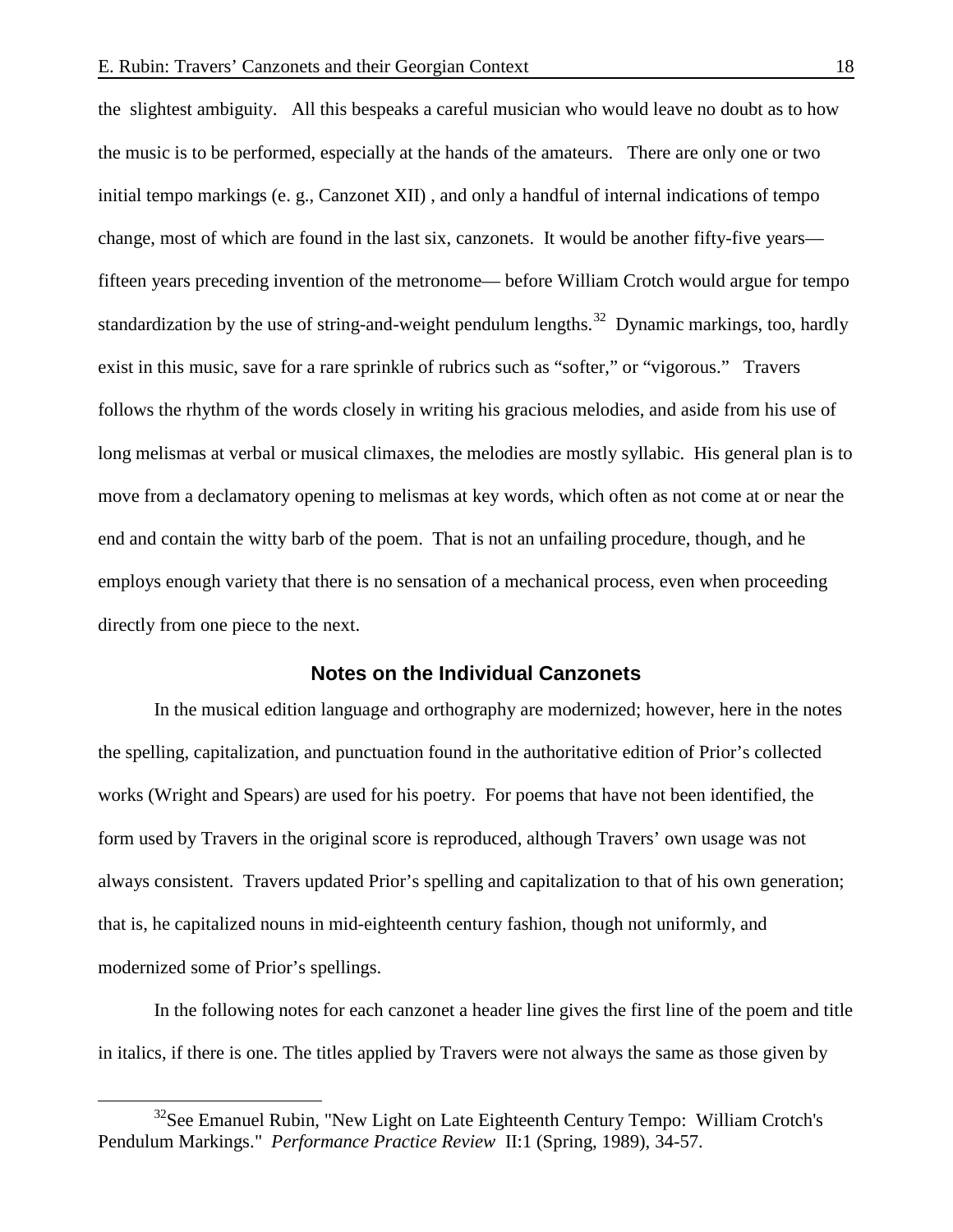the slightest ambiguity. All this bespeaks a careful musician who would leave no doubt as to how the music is to be performed, especially at the hands of the amateurs. There are only one or two initial tempo markings (e. g., Canzonet XII) , and only a handful of internal indications of tempo change, most of which are found in the last six, canzonets. It would be another fifty-five years—fifteen years preceding invention of the metronome— before William Crotch would argue for tempo standardization by the use of string-and-weight pendulum lengths.[32] Dynamic markings, too, hardly exist in this music, save for a rare sprinkle of rubrics such as "softer," or "vigorous." Travers follows the rhythm of the words closely in writing his gracious melodies, and aside from his use of long melismas at verbal or musical climaxes, the melodies are mostly syllabic. His general plan is to move from a declamatory opening to melismas at key words, which often as not come at or near the end and contain the witty barb of the poem. That is not an unfailing procedure, though, and he employs enough variety that there is no sensation of a mechanical process, even when proceeding directly from one piece to the next.

## Notes on the Individual Canzonets

In the musical edition language and orthography are modernized; however, here in the notes the spelling, capitalization, and punctuation found in the authoritative edition of Prior's collected works (Wright and Spears) are used for his poetry. For poems that have not been identified, the form used by Travers in the original score is reproduced, although Travers' own usage was not always consistent. Travers updated Prior's spelling and capitalization to that of his own generation; that is, he capitalized nouns in mid-eighteenth century fashion, though not uniformly, and modernized some of Prior's spellings.

In the following notes for each canzonet a header line gives the first line of the poem and title in italics, if there is one. The titles applied by Travers were not always the same as those given by

[32] See Emanuel Rubin, "New Light on Late Eighteenth Century Tempo: William Crotch's Pendulum Markings." *Performance Practice Review* II:1 (Spring, 1989), 34-57.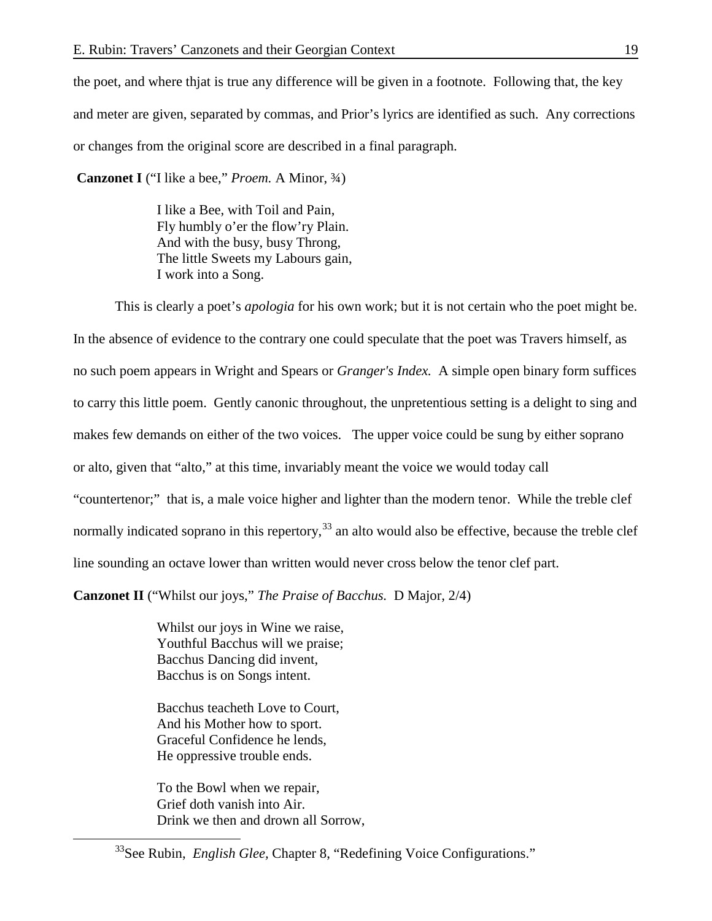the poet, and where thjat is true any difference will be given in a footnote. Following that, the key and meter are given, separated by commas, and Prior's lyrics are identified as such. Any corrections or changes from the original score are described in a final paragraph.

**Canzonet I** ("I like a bee," *Proem.* A Minor, ¾)

> I like a Bee, with Toil and Pain,
> Fly humbly o'er the flow'ry Plain.
> And with the busy, busy Throng,
> The little Sweets my Labours gain,
> I work into a Song.

This is clearly a poet's *apologia* for his own work; but it is not certain who the poet might be. In the absence of evidence to the contrary one could speculate that the poet was Travers himself, as no such poem appears in Wright and Spears or *Granger's Index.* A simple open binary form suffices to carry this little poem. Gently canonic throughout, the unpretentious setting is a delight to sing and makes few demands on either of the two voices. The upper voice could be sung by either soprano or alto, given that "alto," at this time, invariably meant the voice we would today call "countertenor;" that is, a male voice higher and lighter than the modern tenor. While the treble clef normally indicated soprano in this repertory,[33] an alto would also be effective, because the treble clef line sounding an octave lower than written would never cross below the tenor clef part.

**Canzonet II** ("Whilst our joys," *The Praise of Bacchus.* D Major, 2/4)

> Whilst our joys in Wine we raise,
> Youthful Bacchus will we praise;
> Bacchus Dancing did invent,
> Bacchus is on Songs intent.
>
> Bacchus teacheth Love to Court,
> And his Mother how to sport.
> Graceful Confidence he lends,
> He oppressive trouble ends.
>
> To the Bowl when we repair,
> Grief doth vanish into Air.
> Drink we then and drown all Sorrow,

[33] See Rubin, *English Glee,* Chapter 8, "Redefining Voice Configurations."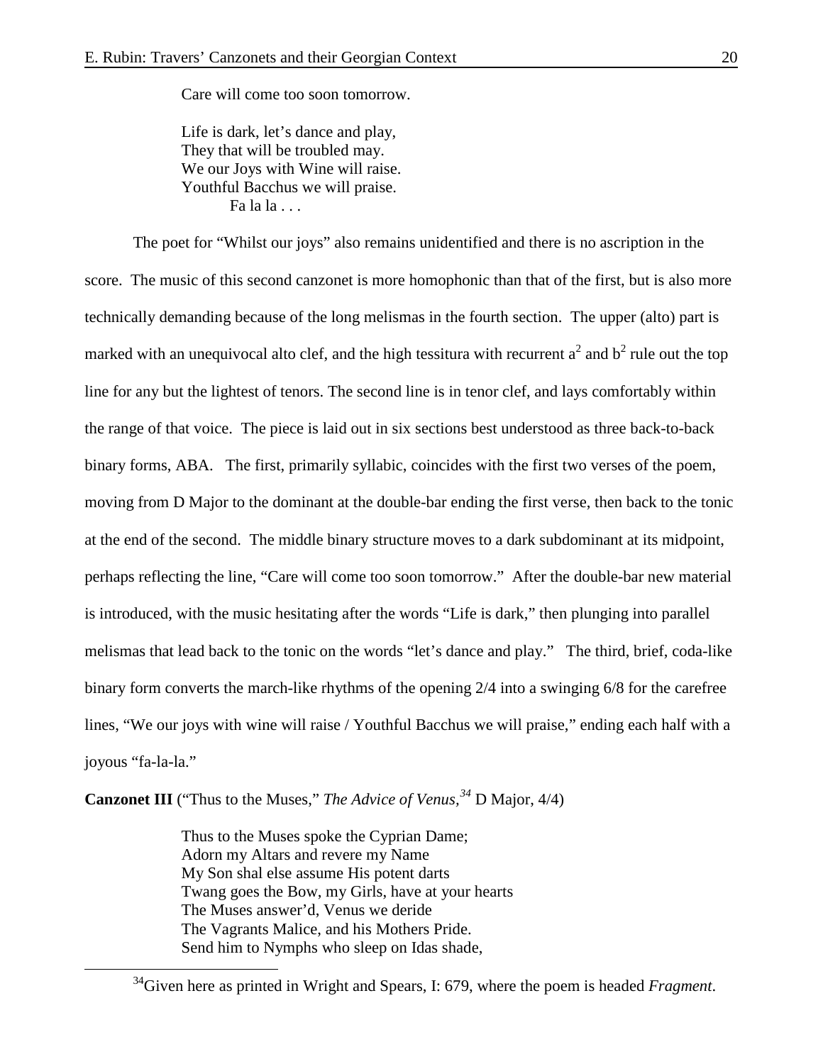Care will come too soon tomorrow.

Life is dark, let's dance and play,  
They that will be troubled may.  
We our Joys with Wine will raise.  
Youthful Bacchus we will praise.  
Fa la la . . .

The poet for "Whilst our joys" also remains unidentified and there is no ascription in the score. The music of this second canzonet is more homophonic than that of the first, but is also more technically demanding because of the long melismas in the fourth section. The upper (alto) part is marked with an unequivocal alto clef, and the high tessitura with recurrent $a^2$ and $b^2$ rule out the top line for any but the lightest of tenors. The second line is in tenor clef, and lays comfortably within the range of that voice. The piece is laid out in six sections best understood as three back-to-back binary forms, ABA. The first, primarily syllabic, coincides with the first two verses of the poem, moving from D Major to the dominant at the double-bar ending the first verse, then back to the tonic at the end of the second. The middle binary structure moves to a dark subdominant at its midpoint, perhaps reflecting the line, "Care will come too soon tomorrow." After the double-bar new material is introduced, with the music hesitating after the words "Life is dark," then plunging into parallel melismas that lead back to the tonic on the words "let's dance and play." The third, brief, coda-like binary form converts the march-like rhythms of the opening 2/4 into a swinging 6/8 for the carefree lines, "We our joys with wine will raise / Youthful Bacchus we will praise," ending each half with a joyous "fa-la-la."

**Canzonet III** ("Thus to the Muses," *The Advice of Venus*,[34] D Major, 4/4)

Thus to the Muses spoke the Cyprian Dame;  
Adorn my Altars and revere my Name  
My Son shal else assume His potent darts  
Twang goes the Bow, my Girls, have at your hearts  
The Muses answer'd, Venus we deride  
The Vagrants Malice, and his Mothers Pride.  
Send him to Nymphs who sleep on Idas shade,

[34] Given here as printed in Wright and Spears, I: 679, where the poem is headed *Fragment*.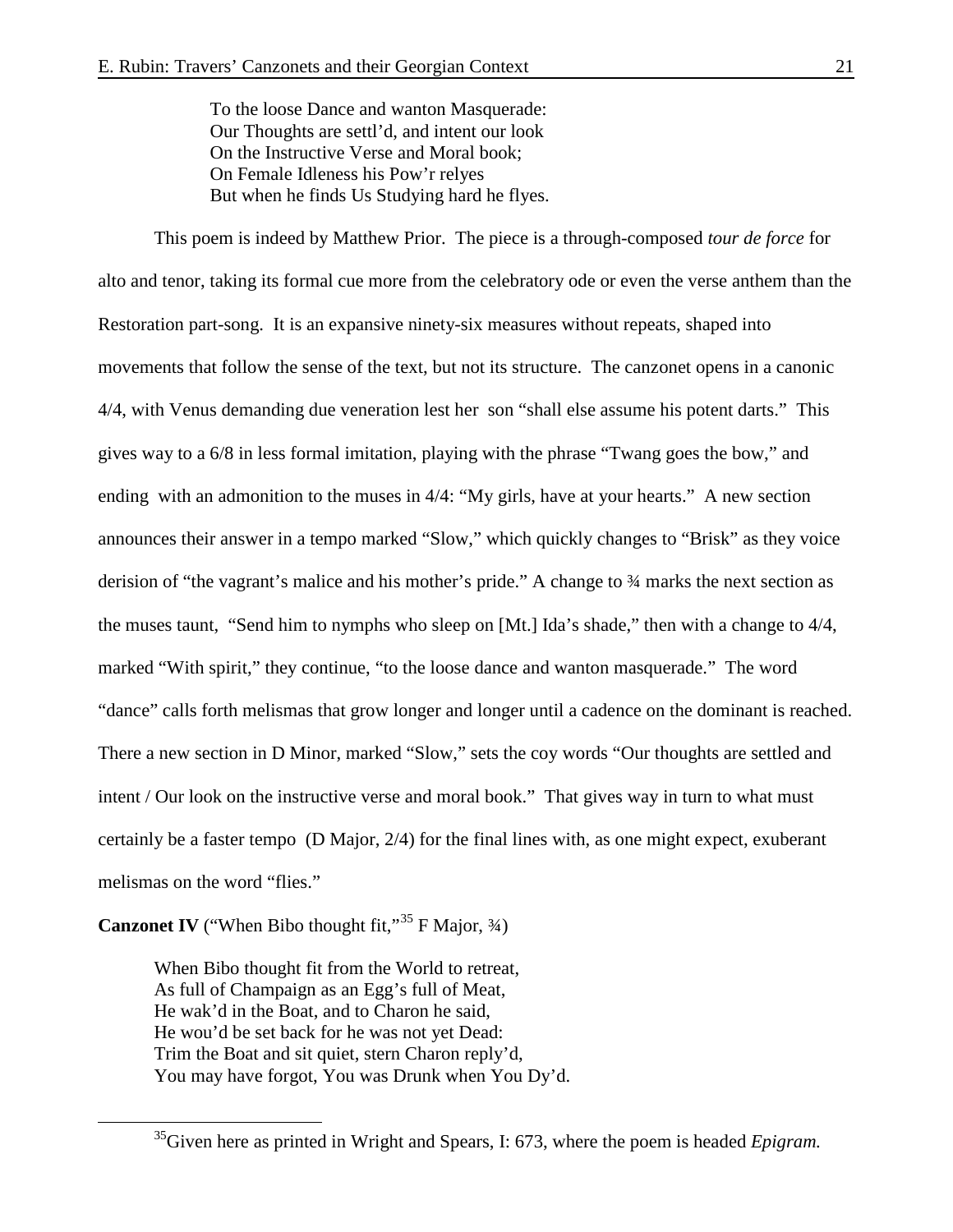> To the loose Dance and wanton Masquerade:
> Our Thoughts are settl'd, and intent our look
> On the Instructive Verse and Moral book;
> On Female Idleness his Pow'r relyes
> But when he finds Us Studying hard he flyes.

This poem is indeed by Matthew Prior. The piece is a through-composed *tour de force* for alto and tenor, taking its formal cue more from the celebratory ode or even the verse anthem than the Restoration part-song. It is an expansive ninety-six measures without repeats, shaped into movements that follow the sense of the text, but not its structure. The canzonet opens in a canonic 4/4, with Venus demanding due veneration lest her son "shall else assume his potent darts." This gives way to a 6/8 in less formal imitation, playing with the phrase "Twang goes the bow," and ending with an admonition to the muses in 4/4: "My girls, have at your hearts." A new section announces their answer in a tempo marked "Slow," which quickly changes to "Brisk" as they voice derision of "the vagrant's malice and his mother's pride." A change to ¾ marks the next section as the muses taunt, "Send him to nymphs who sleep on [Mt.] Ida's shade," then with a change to 4/4, marked "With spirit," they continue, "to the loose dance and wanton masquerade." The word "dance" calls forth melismas that grow longer and longer until a cadence on the dominant is reached. There a new section in D Minor, marked "Slow," sets the coy words "Our thoughts are settled and intent / Our look on the instructive verse and moral book." That gives way in turn to what must certainly be a faster tempo (D Major, 2/4) for the final lines with, as one might expect, exuberant melismas on the word "flies."

**Canzonet IV** ("When Bibo thought fit,"[35] F Major, ¾)

> When Bibo thought fit from the World to retreat,
> As full of Champaign as an Egg's full of Meat,
> He wak'd in the Boat, and to Charon he said,
> He wou'd be set back for he was not yet Dead:
> Trim the Boat and sit quiet, stern Charon reply'd,
> You may have forgot, You was Drunk when You Dy'd.

[35]Given here as printed in Wright and Spears, I: 673, where the poem is headed *Epigram.*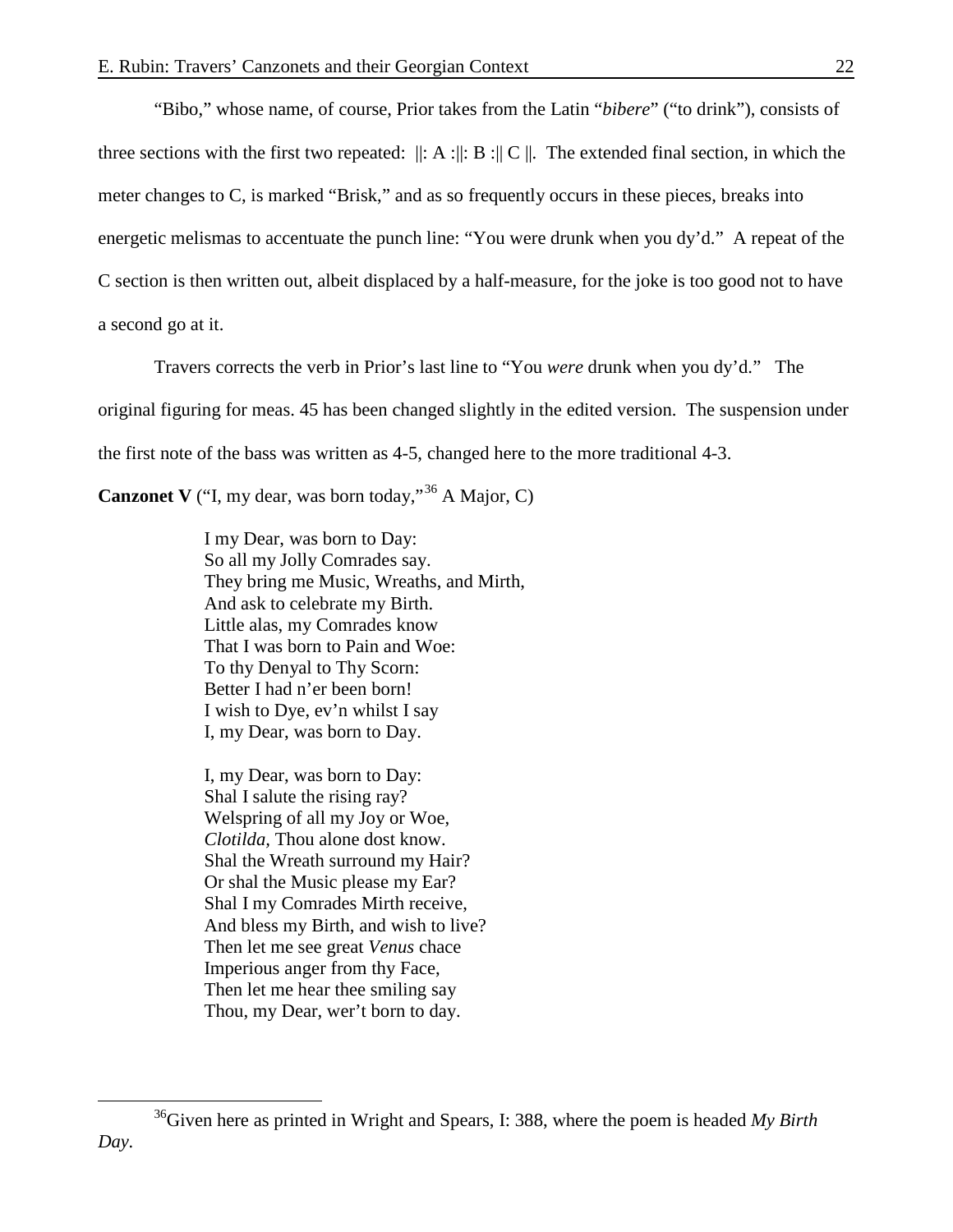"Bibo," whose name, of course, Prior takes from the Latin "*bibere*" ("to drink"), consists of three sections with the first two repeated: ||: A :||: B :|| C ||. The extended final section, in which the meter changes to C, is marked "Brisk," and as so frequently occurs in these pieces, breaks into energetic melismas to accentuate the punch line: "You were drunk when you dy'd." A repeat of the C section is then written out, albeit displaced by a half-measure, for the joke is too good not to have a second go at it.

Travers corrects the verb in Prior's last line to "You *were* drunk when you dy'd." The original figuring for meas. 45 has been changed slightly in the edited version. The suspension under the first note of the bass was written as 4-5, changed here to the more traditional 4-3.

**Canzonet V** ("I, my dear, was born today,"[36] A Major, C)

> I my Dear, was born to Day:
> So all my Jolly Comrades say.
> They bring me Music, Wreaths, and Mirth,
> And ask to celebrate my Birth.
> Little alas, my Comrades know
> That I was born to Pain and Woe:
> To thy Denyal to Thy Scorn:
> Better I had n'er been born!
> I wish to Dye, ev'n whilst I say
> I, my Dear, was born to Day.
>
> I, my Dear, was born to Day:
> Shal I salute the rising ray?
> Welspring of all my Joy or Woe,
> *Clotilda*, Thou alone dost know.
> Shal the Wreath surround my Hair?
> Or shal the Music please my Ear?
> Shal I my Comrades Mirth receive,
> And bless my Birth, and wish to live?
> Then let me see great *Venus* chace
> Imperious anger from thy Face,
> Then let me hear thee smiling say
> Thou, my Dear, wer't born to day.

---

[36] Given here as printed in Wright and Spears, I: 388, where the poem is headed *My Birth Day*.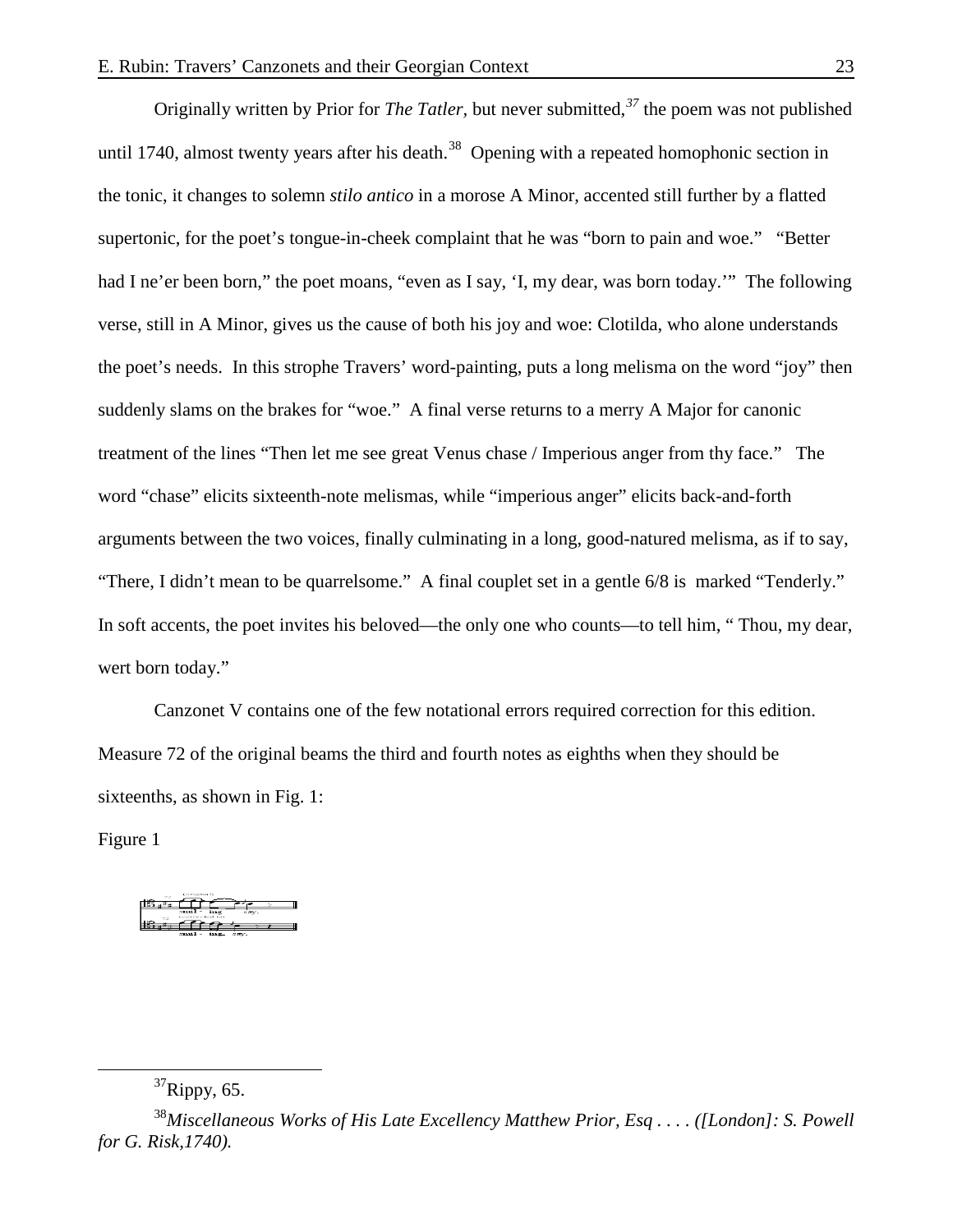Originally written by Prior for *The Tatler*, but never submitted,[37] the poem was not published until 1740, almost twenty years after his death.[38] Opening with a repeated homophonic section in the tonic, it changes to solemn *stilo antico* in a morose A Minor, accented still further by a flatted supertonic, for the poet's tongue-in-cheek complaint that he was "born to pain and woe." "Better had I ne'er been born," the poet moans, "even as I say, 'I, my dear, was born today.'" The following verse, still in A Minor, gives us the cause of both his joy and woe: Clotilda, who alone understands the poet's needs. In this strophe Travers' word-painting, puts a long melisma on the word "joy" then suddenly slams on the brakes for "woe." A final verse returns to a merry A Major for canonic treatment of the lines "Then let me see great Venus chase / Imperious anger from thy face." The word "chase" elicits sixteenth-note melismas, while "imperious anger" elicits back-and-forth arguments between the two voices, finally culminating in a long, good-natured melisma, as if to say, "There, I didn't mean to be quarrelsome." A final couplet set in a gentle 6/8 is marked "Tenderly." In soft accents, the poet invites his beloved—the only one who counts—to tell him, " Thou, my dear, wert born today."

Canzonet V contains one of the few notational errors required correction for this edition. Measure 72 of the original beams the third and fourth notes as eighths when they should be sixteenths, as shown in Fig. 1:

Figure 1

---

[37] Rippy, 65.

[38] *Miscellaneous Works of His Late Excellency Matthew Prior, Esq . . . . ([London]: S. Powell for G. Risk,1740).*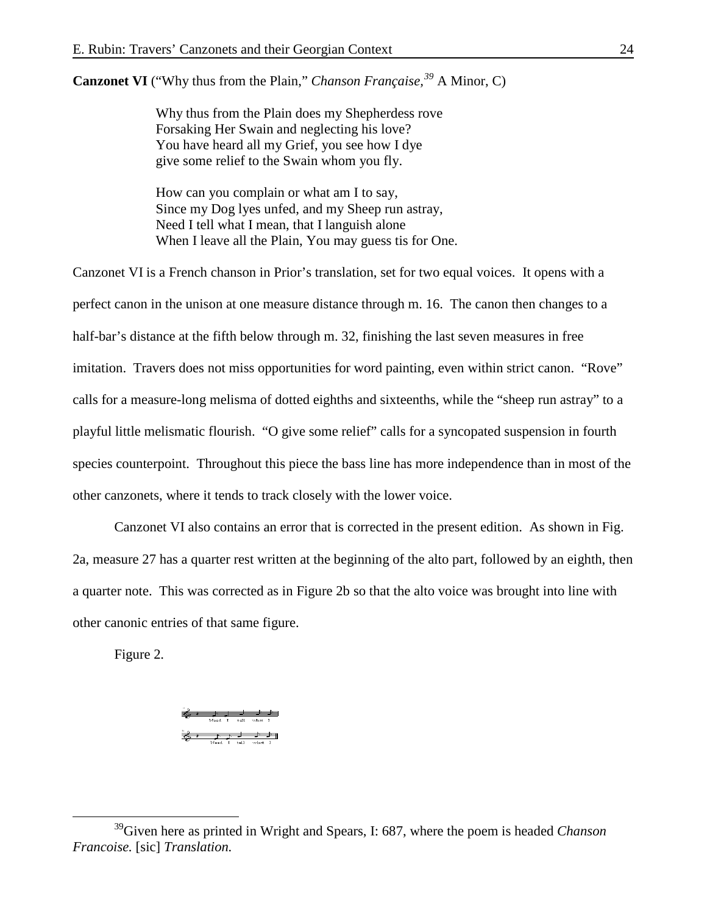**Canzonet VI** ("Why thus from the Plain," *Chanson Française,*[39] A Minor, C)

> Why thus from the Plain does my Shepherdess rove
> Forsaking Her Swain and neglecting his love?
> You have heard all my Grief, you see how I dye
> give some relief to the Swain whom you fly.
>
> How can you complain or what am I to say,
> Since my Dog lyes unfed, and my Sheep run astray,
> Need I tell what I mean, that I languish alone
> When I leave all the Plain, You may guess tis for One.

Canzonet VI is a French chanson in Prior's translation, set for two equal voices. It opens with a perfect canon in the unison at one measure distance through m. 16. The canon then changes to a half-bar's distance at the fifth below through m. 32, finishing the last seven measures in free imitation. Travers does not miss opportunities for word painting, even within strict canon. "Rove" calls for a measure-long melisma of dotted eighths and sixteenths, while the "sheep run astray" to a playful little melismatic flourish. "O give some relief" calls for a syncopated suspension in fourth species counterpoint. Throughout this piece the bass line has more independence than in most of the other canzonets, where it tends to track closely with the lower voice.

Canzonet VI also contains an error that is corrected in the present edition. As shown in Fig. 2a, measure 27 has a quarter rest written at the beginning of the alto part, followed by an eighth, then a quarter note. This was corrected as in Figure 2b so that the alto voice was brought into line with other canonic entries of that same figure.

Figure 2.

Need I tell what I

Need I tell what I

[39]Given here as printed in Wright and Spears, I: 687, where the poem is headed *Chanson Francoise.* [sic] *Translation.*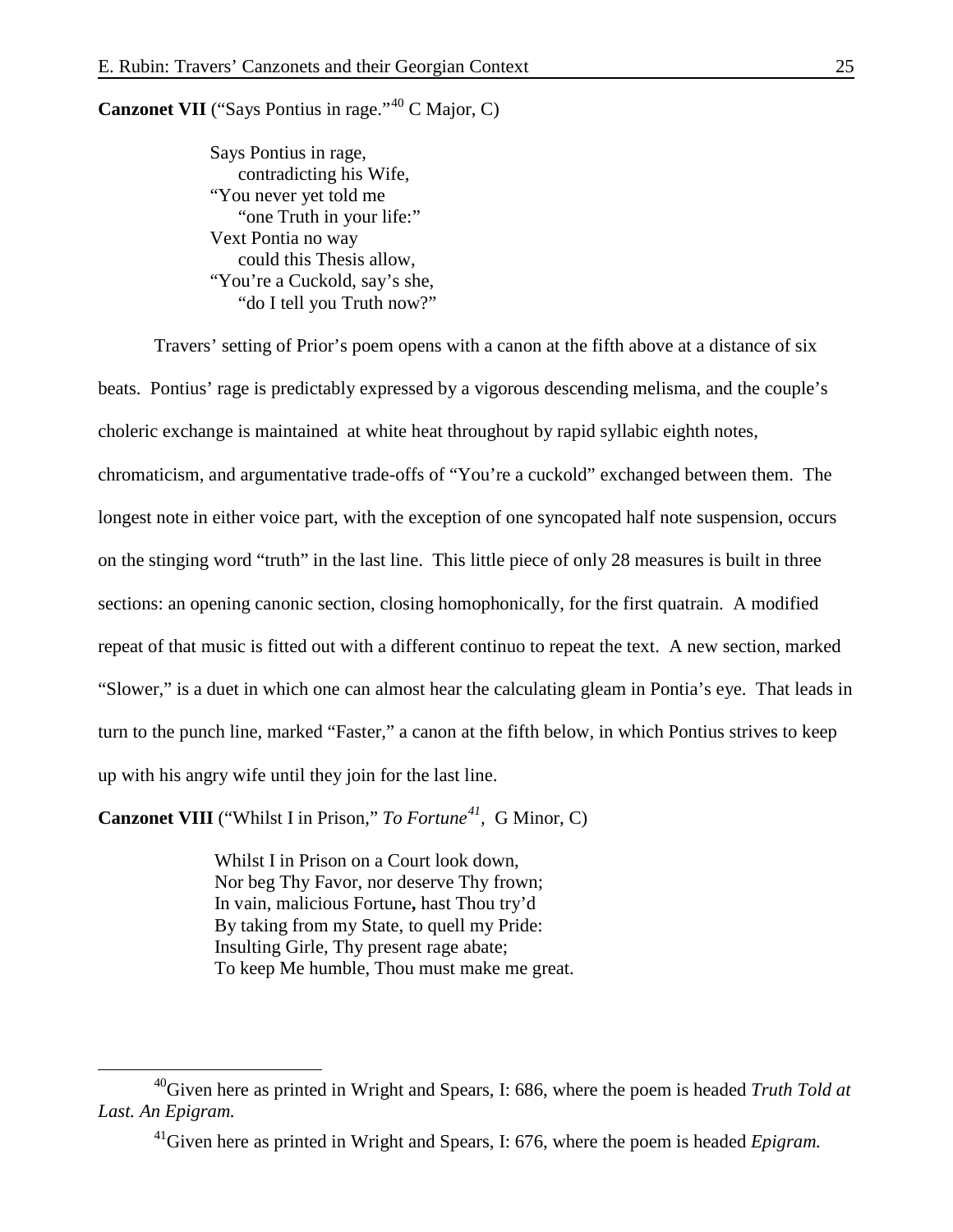**Canzonet VII** ("Says Pontius in rage."[40] C Major, C)

> Says Pontius in rage,
> contradicting his Wife,
> "You never yet told me
> "one Truth in your life:"
> Vext Pontia no way
> could this Thesis allow,
> "You're a Cuckold, say's she,
> "do I tell you Truth now?"

Travers' setting of Prior's poem opens with a canon at the fifth above at a distance of six beats. Pontius' rage is predictably expressed by a vigorous descending melisma, and the couple's choleric exchange is maintained at white heat throughout by rapid syllabic eighth notes, chromaticism, and argumentative trade-offs of "You're a cuckold" exchanged between them. The longest note in either voice part, with the exception of one syncopated half note suspension, occurs on the stinging word "truth" in the last line. This little piece of only 28 measures is built in three sections: an opening canonic section, closing homophonically, for the first quatrain. A modified repeat of that music is fitted out with a different continuo to repeat the text. A new section, marked "Slower," is a duet in which one can almost hear the calculating gleam in Pontia's eye. That leads in turn to the punch line, marked "Faster," a canon at the fifth below, in which Pontius strives to keep up with his angry wife until they join for the last line.

**Canzonet VIII** ("Whilst I in Prison," *To Fortune*[41], G Minor, C)

> Whilst I in Prison on a Court look down,
> Nor beg Thy Favor, nor deserve Thy frown;
> In vain, malicious Fortune**,** hast Thou try'd
> By taking from my State, to quell my Pride:
> Insulting Girle, Thy present rage abate;
> To keep Me humble, Thou must make me great.

[40] Given here as printed in Wright and Spears, I: 686, where the poem is headed *Truth Told at Last. An Epigram.*

[41] Given here as printed in Wright and Spears, I: 676, where the poem is headed *Epigram.*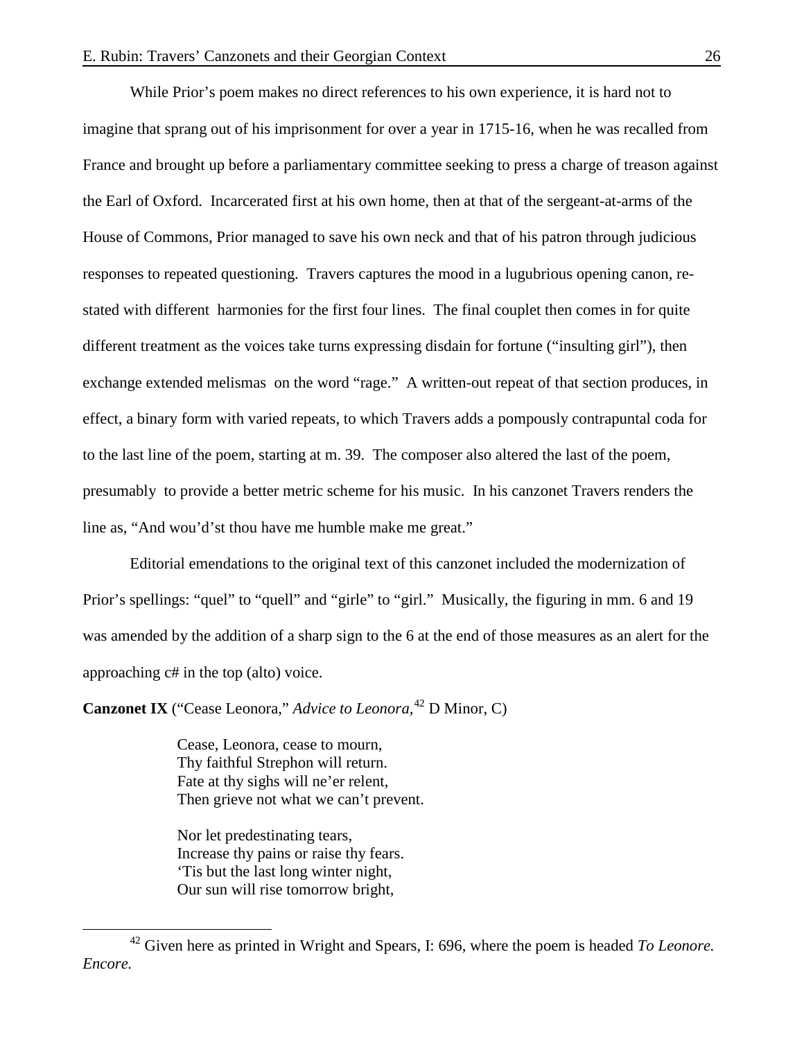While Prior's poem makes no direct references to his own experience, it is hard not to imagine that sprang out of his imprisonment for over a year in 1715-16, when he was recalled from France and brought up before a parliamentary committee seeking to press a charge of treason against the Earl of Oxford. Incarcerated first at his own home, then at that of the sergeant-at-arms of the House of Commons, Prior managed to save his own neck and that of his patron through judicious responses to repeated questioning. Travers captures the mood in a lugubrious opening canon, re-stated with different harmonies for the first four lines. The final couplet then comes in for quite different treatment as the voices take turns expressing disdain for fortune ("insulting girl"), then exchange extended melismas on the word "rage." A written-out repeat of that section produces, in effect, a binary form with varied repeats, to which Travers adds a pompously contrapuntal coda for to the last line of the poem, starting at m. 39. The composer also altered the last of the poem, presumably to provide a better metric scheme for his music. In his canzonet Travers renders the line as, "And wou'd'st thou have me humble make me great."

Editorial emendations to the original text of this canzonet included the modernization of Prior's spellings: "quel" to "quell" and "girle" to "girl." Musically, the figuring in mm. 6 and 19 was amended by the addition of a sharp sign to the 6 at the end of those measures as an alert for the approaching c# in the top (alto) voice.

**Canzonet IX** ("Cease Leonora," *Advice to Leonora,*[42] D Minor, C)

> Cease, Leonora, cease to mourn,
> Thy faithful Strephon will return.
> Fate at thy sighs will ne'er relent,
> Then grieve not what we can't prevent.
>
> Nor let predestinating tears,
> Increase thy pains or raise thy fears.
> 'Tis but the last long winter night,
> Our sun will rise tomorrow bright,

[42] Given here as printed in Wright and Spears, I: 696, where the poem is headed *To Leonore. Encore.*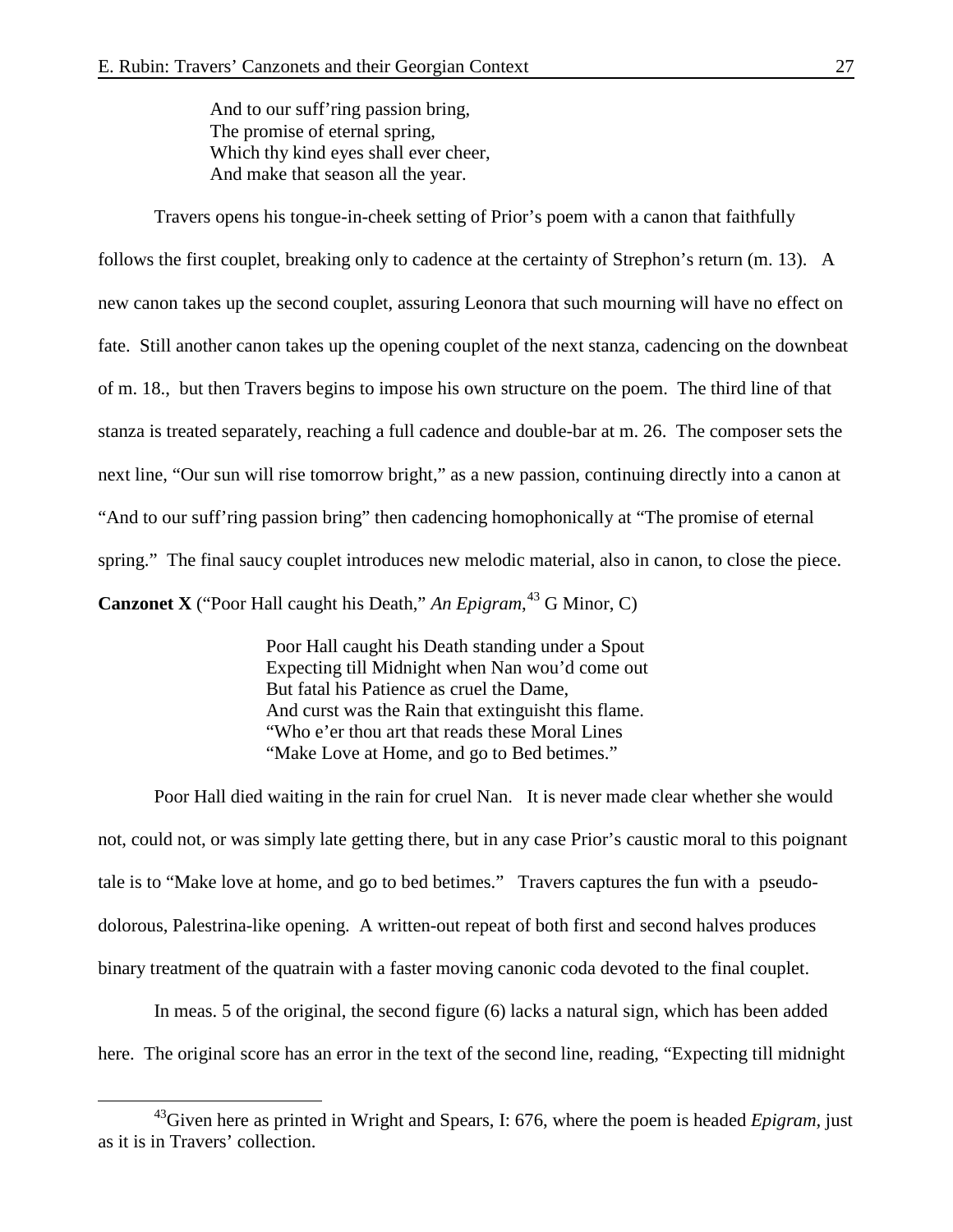And to our suff'ring passion bring,
The promise of eternal spring,
Which thy kind eyes shall ever cheer,
And make that season all the year.

Travers opens his tongue-in-cheek setting of Prior's poem with a canon that faithfully follows the first couplet, breaking only to cadence at the certainty of Strephon's return (m. 13). A new canon takes up the second couplet, assuring Leonora that such mourning will have no effect on fate. Still another canon takes up the opening couplet of the next stanza, cadencing on the downbeat of m. 18., but then Travers begins to impose his own structure on the poem. The third line of that stanza is treated separately, reaching a full cadence and double-bar at m. 26. The composer sets the next line, "Our sun will rise tomorrow bright," as a new passion, continuing directly into a canon at "And to our suff'ring passion bring" then cadencing homophonically at "The promise of eternal spring." The final saucy couplet introduces new melodic material, also in canon, to close the piece.

**Canzonet X** ("Poor Hall caught his Death," *An Epigram*,[43] G Minor, C)

Poor Hall caught his Death standing under a Spout
Expecting till Midnight when Nan wou'd come out
But fatal his Patience as cruel the Dame,
And curst was the Rain that extinguisht this flame.
"Who e'er thou art that reads these Moral Lines
"Make Love at Home, and go to Bed betimes."

Poor Hall died waiting in the rain for cruel Nan. It is never made clear whether she would not, could not, or was simply late getting there, but in any case Prior's caustic moral to this poignant tale is to "Make love at home, and go to bed betimes." Travers captures the fun with a pseudo-dolorous, Palestrina-like opening. A written-out repeat of both first and second halves produces binary treatment of the quatrain with a faster moving canonic coda devoted to the final couplet.

In meas. 5 of the original, the second figure (6) lacks a natural sign, which has been added here. The original score has an error in the text of the second line, reading, "Expecting till midnight

[43] Given here as printed in Wright and Spears, I: 676, where the poem is headed *Epigram*, just as it is in Travers' collection.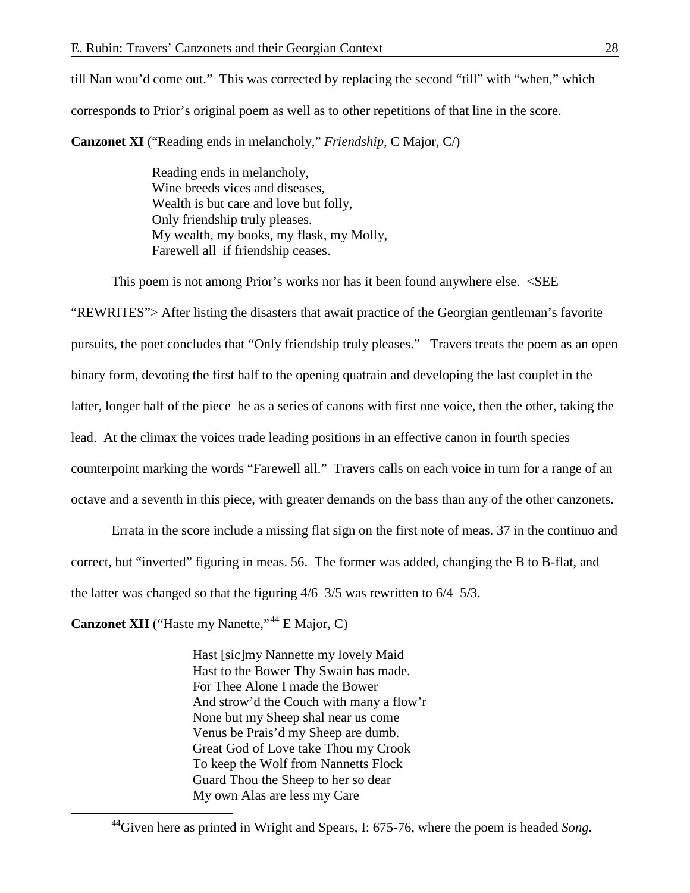till Nan wou'd come out." This was corrected by replacing the second "till" with "when," which corresponds to Prior's original poem as well as to other repetitions of that line in the score.

**Canzonet XI** ("Reading ends in melancholy," *Friendship*, C Major, C/)

> Reading ends in melancholy,
> Wine breeds vices and diseases,
> Wealth is but care and love but folly,
> Only friendship truly pleases.
> My wealth, my books, my flask, my Molly,
> Farewell all if friendship ceases.

This ~~poem is not among Prior's works nor has it been found anywhere else~~. <SEE "REWRITES"> After listing the disasters that await practice of the Georgian gentleman's favorite pursuits, the poet concludes that "Only friendship truly pleases." Travers treats the poem as an open binary form, devoting the first half to the opening quatrain and developing the last couplet in the latter, longer half of the piece he as a series of canons with first one voice, then the other, taking the lead. At the climax the voices trade leading positions in an effective canon in fourth species counterpoint marking the words "Farewell all." Travers calls on each voice in turn for a range of an octave and a seventh in this piece, with greater demands on the bass than any of the other canzonets.

Errata in the score include a missing flat sign on the first note of meas. 37 in the continuo and correct, but "inverted" figuring in meas. 56. The former was added, changing the B to B-flat, and the latter was changed so that the figuring 4/6 3/5 was rewritten to 6/4 5/3.

**Canzonet XII** ("Haste my Nanette,"[44] E Major, C)

> Hast [sic]my Nannette my lovely Maid
> Hast to the Bower Thy Swain has made.
> For Thee Alone I made the Bower
> And strow'd the Couch with many a flow'r
> None but my Sheep shal near us come
> Venus be Prais'd my Sheep are dumb.
> Great God of Love take Thou my Crook
> To keep the Wolf from Nannetts Flock
> Guard Thou the Sheep to her so dear
> My own Alas are less my Care

---

[44]Given here as printed in Wright and Spears, I: 675-76, where the poem is headed *Song*.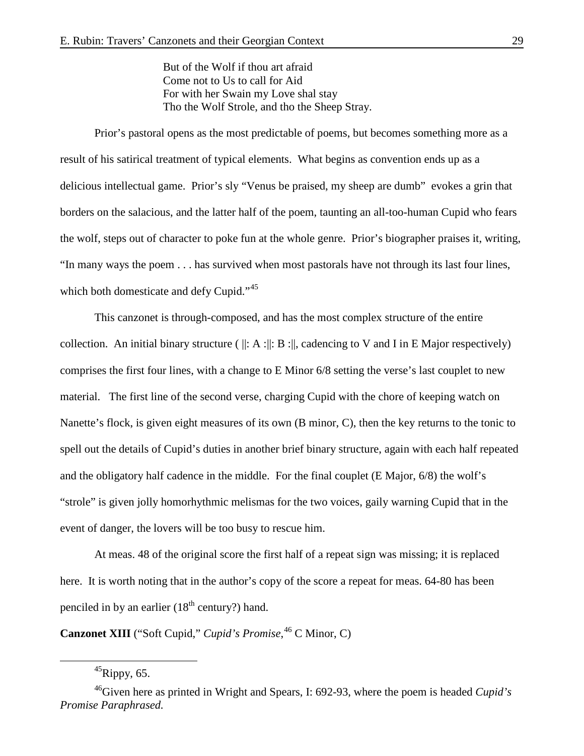But of the Wolf if thou art afraid  
Come not to Us to call for Aid  
For with her Swain my Love shal stay  
Tho the Wolf Strole, and tho the Sheep Stray.

Prior's pastoral opens as the most predictable of poems, but becomes something more as a result of his satirical treatment of typical elements. What begins as convention ends up as a delicious intellectual game. Prior's sly "Venus be praised, my sheep are dumb" evokes a grin that borders on the salacious, and the latter half of the poem, taunting an all-too-human Cupid who fears the wolf, steps out of character to poke fun at the whole genre. Prior's biographer praises it, writing, "In many ways the poem . . . has survived when most pastorals have not through its last four lines, which both domesticate and defy Cupid."[45]

This canzonet is through-composed, and has the most complex structure of the entire collection. An initial binary structure ( ||: A :||: B :||, cadencing to V and I in E Major respectively) comprises the first four lines, with a change to E Minor 6/8 setting the verse's last couplet to new material. The first line of the second verse, charging Cupid with the chore of keeping watch on Nanette's flock, is given eight measures of its own (B minor, C), then the key returns to the tonic to spell out the details of Cupid's duties in another brief binary structure, again with each half repeated and the obligatory half cadence in the middle. For the final couplet (E Major, 6/8) the wolf's "strole" is given jolly homorhythmic melismas for the two voices, gaily warning Cupid that in the event of danger, the lovers will be too busy to rescue him.

At meas. 48 of the original score the first half of a repeat sign was missing; it is replaced here. It is worth noting that in the author's copy of the score a repeat for meas. 64-80 has been penciled in by an earlier (18th century?) hand.

**Canzonet XIII** ("Soft Cupid," *Cupid's Promise*,[46] C Minor, C)

---

[45]Rippy, 65.

[46]Given here as printed in Wright and Spears, I: 692-93, where the poem is headed *Cupid's Promise Paraphrased.*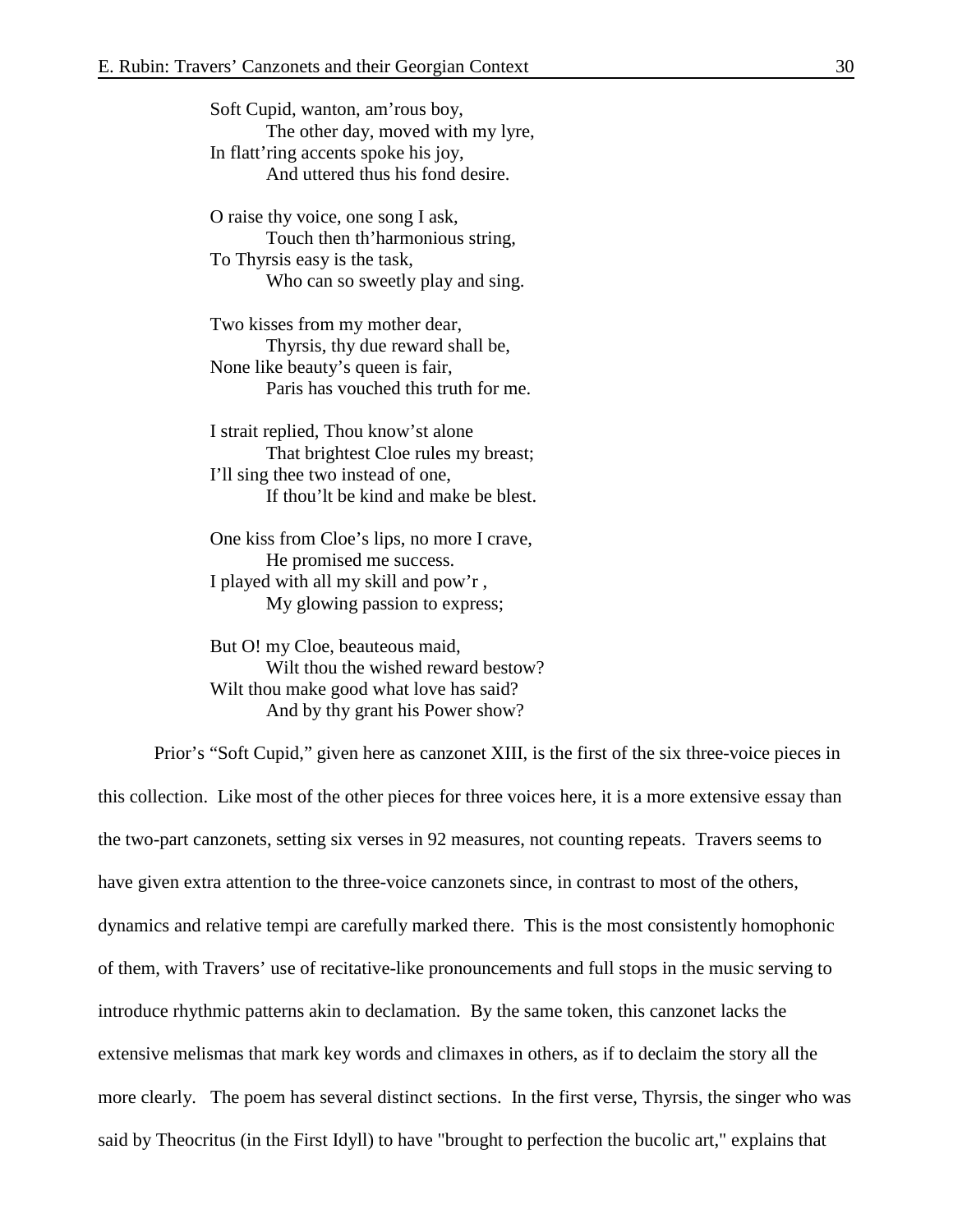Soft Cupid, wanton, am'rous boy,
The other day, moved with my lyre,
In flatt'ring accents spoke his joy,
And uttered thus his fond desire.

O raise thy voice, one song I ask,
Touch then th'harmonious string,
To Thyrsis easy is the task,
Who can so sweetly play and sing.

Two kisses from my mother dear,
Thyrsis, thy due reward shall be,
None like beauty's queen is fair,
Paris has vouched this truth for me.

I strait replied, Thou know'st alone
That brightest Cloe rules my breast;
I'll sing thee two instead of one,
If thou'lt be kind and make be blest.

One kiss from Cloe's lips, no more I crave,
He promised me success.
I played with all my skill and pow'r ,
My glowing passion to express;

But O! my Cloe, beauteous maid,
Wilt thou the wished reward bestow?
Wilt thou make good what love has said?
And by thy grant his Power show?

Prior's "Soft Cupid," given here as canzonet XIII, is the first of the six three-voice pieces in this collection. Like most of the other pieces for three voices here, it is a more extensive essay than the two-part canzonets, setting six verses in 92 measures, not counting repeats. Travers seems to have given extra attention to the three-voice canzonets since, in contrast to most of the others, dynamics and relative tempi are carefully marked there. This is the most consistently homophonic of them, with Travers' use of recitative-like pronouncements and full stops in the music serving to introduce rhythmic patterns akin to declamation. By the same token, this canzonet lacks the extensive melismas that mark key words and climaxes in others, as if to declaim the story all the more clearly. The poem has several distinct sections. In the first verse, Thyrsis, the singer who was said by Theocritus (in the First Idyll) to have "brought to perfection the bucolic art," explains that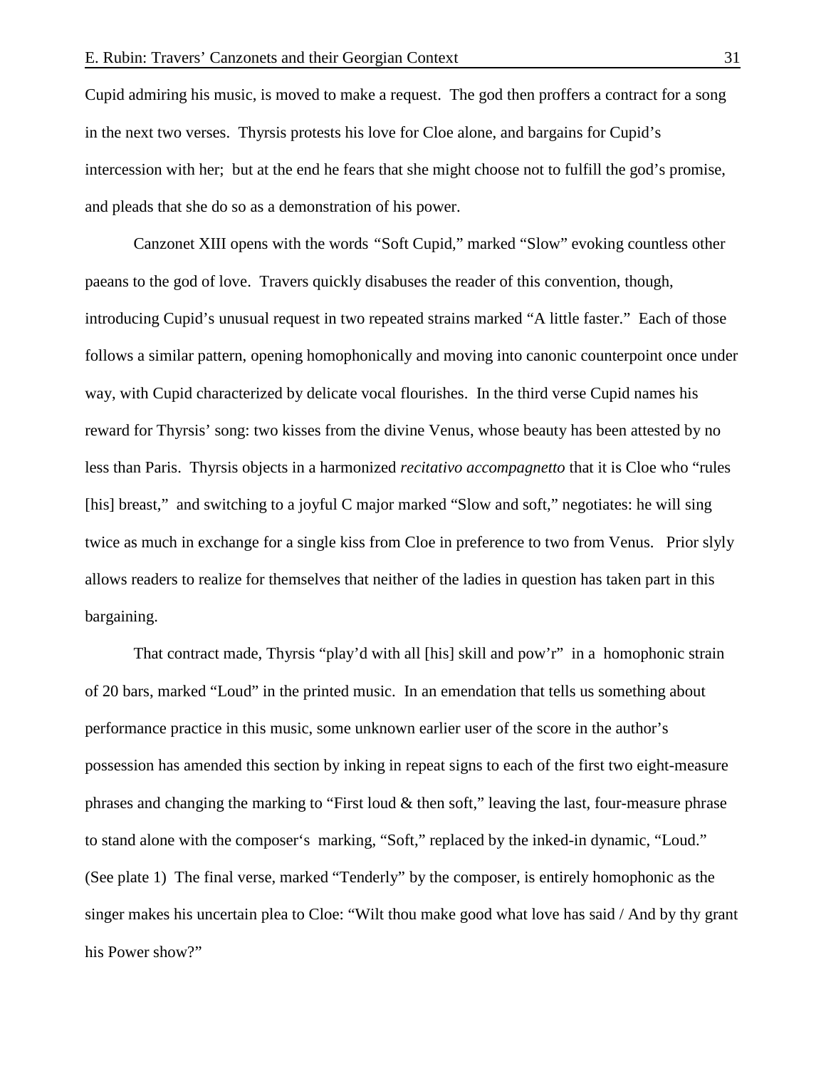Cupid admiring his music, is moved to make a request. The god then proffers a contract for a song in the next two verses. Thyrsis protests his love for Cloe alone, and bargains for Cupid's intercession with her; but at the end he fears that she might choose not to fulfill the god's promise, and pleads that she do so as a demonstration of his power.

Canzonet XIII opens with the words "Soft Cupid," marked "Slow" evoking countless other paeans to the god of love. Travers quickly disabuses the reader of this convention, though, introducing Cupid's unusual request in two repeated strains marked "A little faster." Each of those follows a similar pattern, opening homophonically and moving into canonic counterpoint once under way, with Cupid characterized by delicate vocal flourishes. In the third verse Cupid names his reward for Thyrsis' song: two kisses from the divine Venus, whose beauty has been attested by no less than Paris. Thyrsis objects in a harmonized *recitativo accompagnetto* that it is Cloe who "rules [his] breast," and switching to a joyful C major marked "Slow and soft," negotiates: he will sing twice as much in exchange for a single kiss from Cloe in preference to two from Venus. Prior slyly allows readers to realize for themselves that neither of the ladies in question has taken part in this bargaining.

That contract made, Thyrsis "play'd with all [his] skill and pow'r" in a homophonic strain of 20 bars, marked "Loud" in the printed music. In an emendation that tells us something about performance practice in this music, some unknown earlier user of the score in the author's possession has amended this section by inking in repeat signs to each of the first two eight-measure phrases and changing the marking to "First loud & then soft," leaving the last, four-measure phrase to stand alone with the composer's marking, "Soft," replaced by the inked-in dynamic, "Loud." (See plate 1) The final verse, marked "Tenderly" by the composer, is entirely homophonic as the singer makes his uncertain plea to Cloe: "Wilt thou make good what love has said / And by thy grant his Power show?"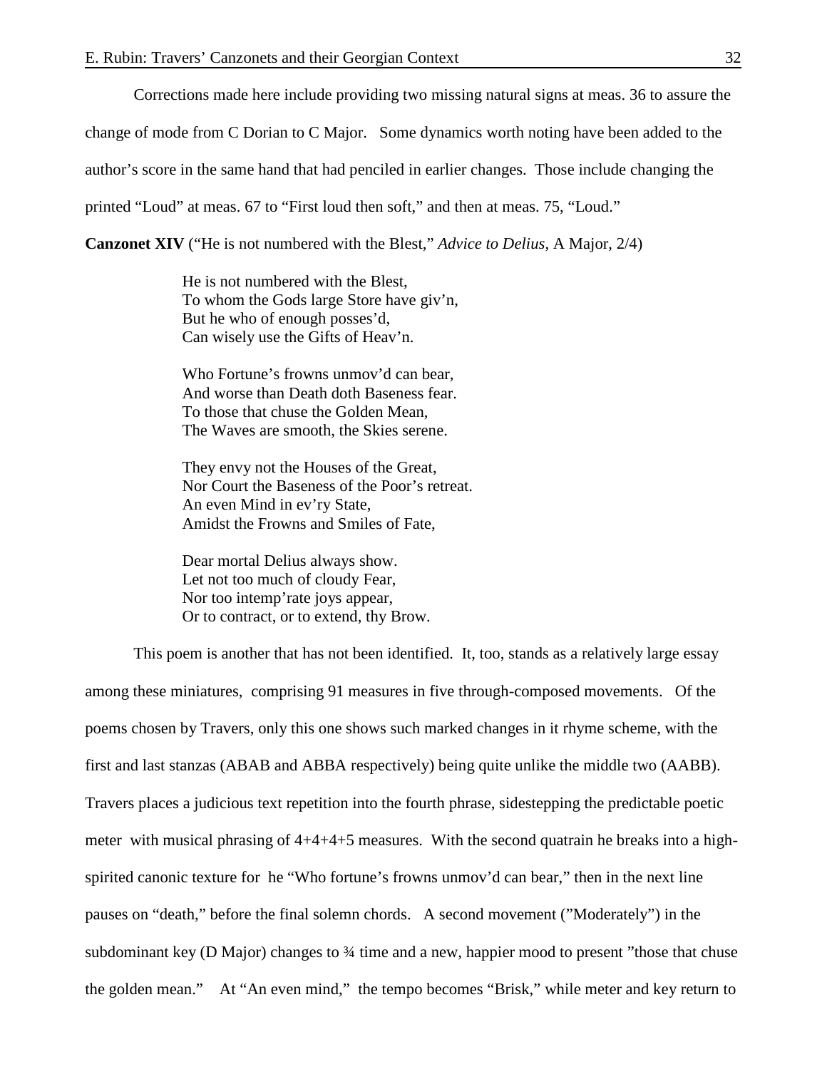Corrections made here include providing two missing natural signs at meas. 36 to assure the change of mode from C Dorian to C Major. Some dynamics worth noting have been added to the author's score in the same hand that had penciled in earlier changes. Those include changing the printed "Loud" at meas. 67 to "First loud then soft," and then at meas. 75, "Loud."

**Canzonet XIV** ("He is not numbered with the Blest," *Advice to Delius*, A Major, 2/4)

> He is not numbered with the Blest,
> To whom the Gods large Store have giv'n,
> But he who of enough posses'd,
> Can wisely use the Gifts of Heav'n.
>
> Who Fortune's frowns unmov'd can bear,
> And worse than Death doth Baseness fear.
> To those that chuse the Golden Mean,
> The Waves are smooth, the Skies serene.
>
> They envy not the Houses of the Great,
> Nor Court the Baseness of the Poor's retreat.
> An even Mind in ev'ry State,
> Amidst the Frowns and Smiles of Fate,
>
> Dear mortal Delius always show.
> Let not too much of cloudy Fear,
> Nor too intemp'rate joys appear,
> Or to contract, or to extend, thy Brow.

This poem is another that has not been identified. It, too, stands as a relatively large essay among these miniatures, comprising 91 measures in five through-composed movements. Of the poems chosen by Travers, only this one shows such marked changes in it rhyme scheme, with the first and last stanzas (ABAB and ABBA respectively) being quite unlike the middle two (AABB). Travers places a judicious text repetition into the fourth phrase, sidestepping the predictable poetic meter with musical phrasing of 4+4+4+5 measures. With the second quatrain he breaks into a high-spirited canonic texture for he "Who fortune's frowns unmov'd can bear," then in the next line pauses on "death," before the final solemn chords. A second movement ("Moderately") in the subdominant key (D Major) changes to ¾ time and a new, happier mood to present "those that chuse the golden mean." At "An even mind," the tempo becomes "Brisk," while meter and key return to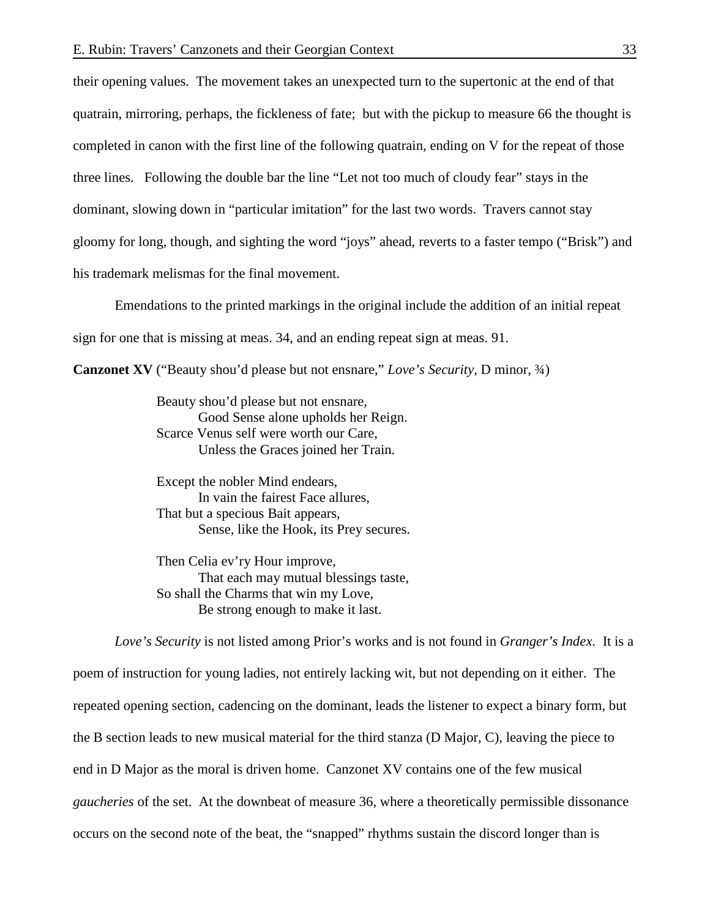their opening values. The movement takes an unexpected turn to the supertonic at the end of that quatrain, mirroring, perhaps, the fickleness of fate; but with the pickup to measure 66 the thought is completed in canon with the first line of the following quatrain, ending on V for the repeat of those three lines. Following the double bar the line "Let not too much of cloudy fear" stays in the dominant, slowing down in "particular imitation" for the last two words. Travers cannot stay gloomy for long, though, and sighting the word "joys" ahead, reverts to a faster tempo ("Brisk") and his trademark melismas for the final movement.

Emendations to the printed markings in the original include the addition of an initial repeat sign for one that is missing at meas. 34, and an ending repeat sign at meas. 91.

**Canzonet XV** ("Beauty shou'd please but not ensnare," *Love's Security*, D minor, ¾)

> Beauty shou'd please but not ensnare,
> Good Sense alone upholds her Reign.
> Scarce Venus self were worth our Care,
> Unless the Graces joined her Train.
>
> Except the nobler Mind endears,
> In vain the fairest Face allures,
> That but a specious Bait appears,
> Sense, like the Hook, its Prey secures.
>
> Then Celia ev'ry Hour improve,
> That each may mutual blessings taste,
> So shall the Charms that win my Love,
> Be strong enough to make it last.

*Love's Security* is not listed among Prior's works and is not found in *Granger's Index*. It is a poem of instruction for young ladies, not entirely lacking wit, but not depending on it either. The repeated opening section, cadencing on the dominant, leads the listener to expect a binary form, but the B section leads to new musical material for the third stanza (D Major, C), leaving the piece to end in D Major as the moral is driven home. Canzonet XV contains one of the few musical *gaucheries* of the set. At the downbeat of measure 36, where a theoretically permissible dissonance occurs on the second note of the beat, the "snapped" rhythms sustain the discord longer than is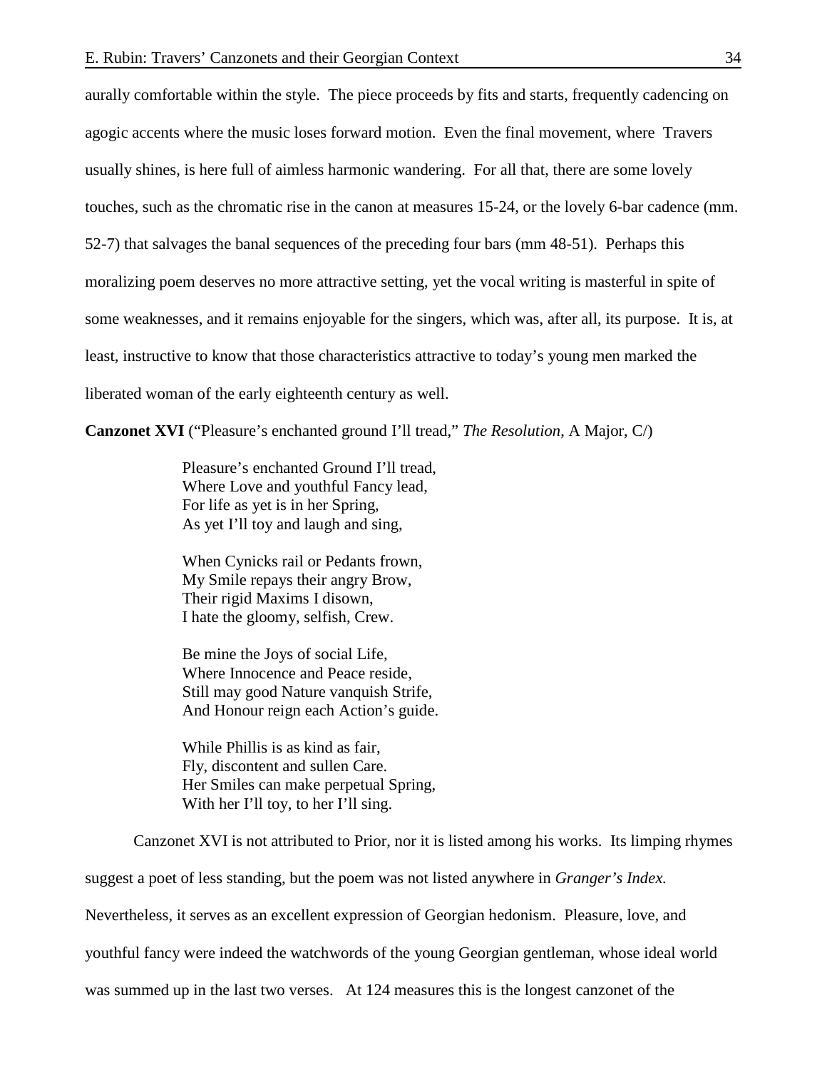aurally comfortable within the style. The piece proceeds by fits and starts, frequently cadencing on agogic accents where the music loses forward motion. Even the final movement, where Travers usually shines, is here full of aimless harmonic wandering. For all that, there are some lovely touches, such as the chromatic rise in the canon at measures 15-24, or the lovely 6-bar cadence (mm. 52-7) that salvages the banal sequences of the preceding four bars (mm 48-51). Perhaps this moralizing poem deserves no more attractive setting, yet the vocal writing is masterful in spite of some weaknesses, and it remains enjoyable for the singers, which was, after all, its purpose. It is, at least, instructive to know that those characteristics attractive to today's young men marked the liberated woman of the early eighteenth century as well.

**Canzonet XVI** ("Pleasure's enchanted ground I'll tread," *The Resolution*, A Major, C/)

> Pleasure's enchanted Ground I'll tread,
> Where Love and youthful Fancy lead,
> For life as yet is in her Spring,
> As yet I'll toy and laugh and sing,
>
> When Cynicks rail or Pedants frown,
> My Smile repays their angry Brow,
> Their rigid Maxims I disown,
> I hate the gloomy, selfish, Crew.
>
> Be mine the Joys of social Life,
> Where Innocence and Peace reside,
> Still may good Nature vanquish Strife,
> And Honour reign each Action's guide.
>
> While Phillis is as kind as fair,
> Fly, discontent and sullen Care.
> Her Smiles can make perpetual Spring,
> With her I'll toy, to her I'll sing.

Canzonet XVI is not attributed to Prior, nor it is listed among his works. Its limping rhymes suggest a poet of less standing, but the poem was not listed anywhere in *Granger's Index.* Nevertheless, it serves as an excellent expression of Georgian hedonism. Pleasure, love, and youthful fancy were indeed the watchwords of the young Georgian gentleman, whose ideal world was summed up in the last two verses. At 124 measures this is the longest canzonet of the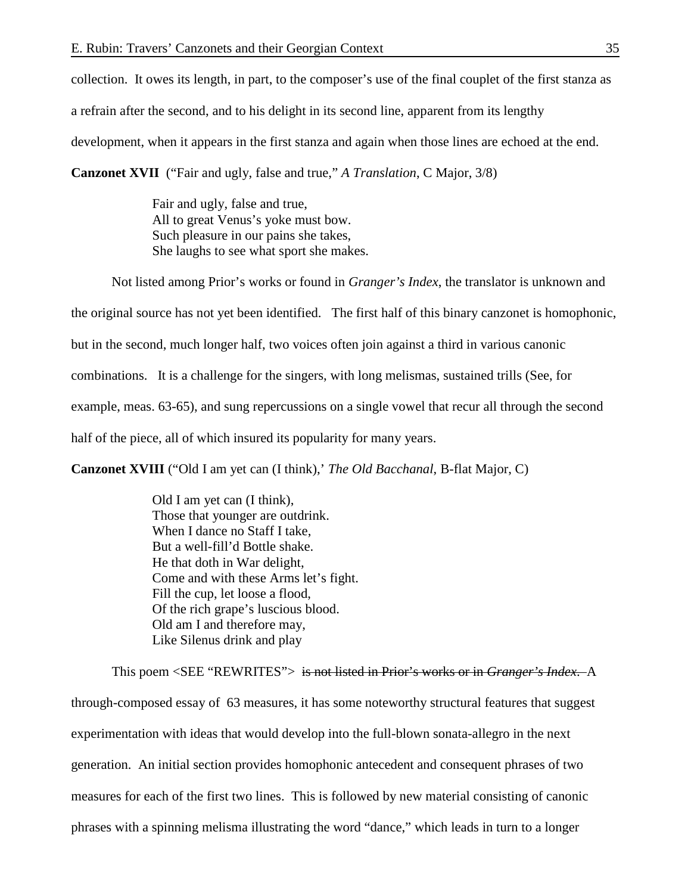collection. It owes its length, in part, to the composer's use of the final couplet of the first stanza as a refrain after the second, and to his delight in its second line, apparent from its lengthy development, when it appears in the first stanza and again when those lines are echoed at the end.

**Canzonet XVII** ("Fair and ugly, false and true," *A Translation*, C Major, 3/8)

> Fair and ugly, false and true,
> All to great Venus's yoke must bow.
> Such pleasure in our pains she takes,
> She laughs to see what sport she makes.

Not listed among Prior's works or found in *Granger's Index*, the translator is unknown and the original source has not yet been identified. The first half of this binary canzonet is homophonic, but in the second, much longer half, two voices often join against a third in various canonic combinations. It is a challenge for the singers, with long melismas, sustained trills (See, for example, meas. 63-65), and sung repercussions on a single vowel that recur all through the second half of the piece, all of which insured its popularity for many years.

**Canzonet XVIII** ("Old I am yet can (I think),' *The Old Bacchanal*, B-flat Major, C)

> Old I am yet can (I think),
> Those that younger are outdrink.
> When I dance no Staff I take,
> But a well-fill'd Bottle shake.
> He that doth in War delight,
> Come and with these Arms let's fight.
> Fill the cup, let loose a flood,
> Of the rich grape's luscious blood.
> Old am I and therefore may,
> Like Silenus drink and play

This poem <SEE "REWRITES"> ~~is not listed in Prior's works or in *Granger's Index*.~~ A through-composed essay of 63 measures, it has some noteworthy structural features that suggest experimentation with ideas that would develop into the full-blown sonata-allegro in the next generation. An initial section provides homophonic antecedent and consequent phrases of two measures for each of the first two lines. This is followed by new material consisting of canonic phrases with a spinning melisma illustrating the word "dance," which leads in turn to a longer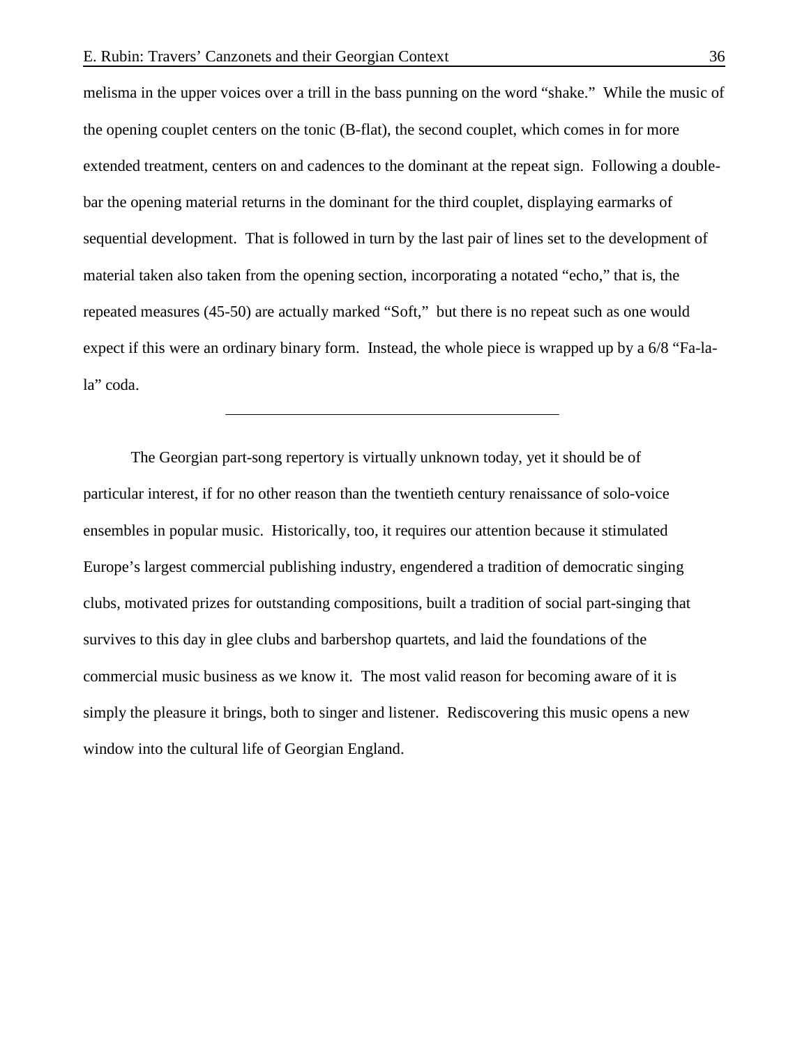melisma in the upper voices over a trill in the bass punning on the word "shake." While the music of the opening couplet centers on the tonic (B-flat), the second couplet, which comes in for more extended treatment, centers on and cadences to the dominant at the repeat sign. Following a double-bar the opening material returns in the dominant for the third couplet, displaying earmarks of sequential development. That is followed in turn by the last pair of lines set to the development of material taken also taken from the opening section, incorporating a notated "echo," that is, the repeated measures (45-50) are actually marked "Soft," but there is no repeat such as one would expect if this were an ordinary binary form. Instead, the whole piece is wrapped up by a 6/8 "Fa-la-la" coda.

---

The Georgian part-song repertory is virtually unknown today, yet it should be of particular interest, if for no other reason than the twentieth century renaissance of solo-voice ensembles in popular music. Historically, too, it requires our attention because it stimulated Europe's largest commercial publishing industry, engendered a tradition of democratic singing clubs, motivated prizes for outstanding compositions, built a tradition of social part-singing that survives to this day in glee clubs and barbershop quartets, and laid the foundations of the commercial music business as we know it. The most valid reason for becoming aware of it is simply the pleasure it brings, both to singer and listener. Rediscovering this music opens a new window into the cultural life of Georgian England.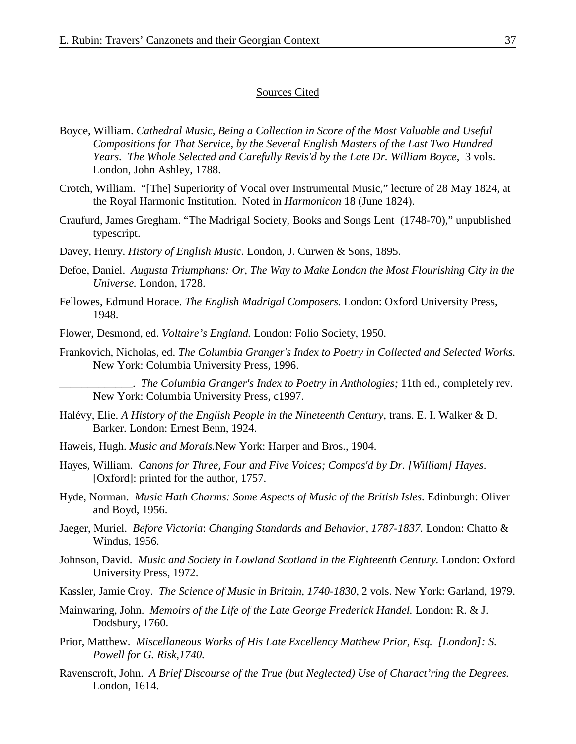## Sources Cited

Boyce, William. *Cathedral Music, Being a Collection in Score of the Most Valuable and Useful Compositions for That Service, by the Several English Masters of the Last Two Hundred Years. The Whole Selected and Carefully Revis'd by the Late Dr. William Boyce*, 3 vols. London, John Ashley, 1788.

Crotch, William. "[The] Superiority of Vocal over Instrumental Music," lecture of 28 May 1824, at the Royal Harmonic Institution. Noted in *Harmonicon* 18 (June 1824).

Craufurd, James Gregham. "The Madrigal Society, Books and Songs Lent (1748-70)," unpublished typescript.

Davey, Henry. *History of English Music.* London, J. Curwen & Sons, 1895.

Defoe, Daniel. *Augusta Triumphans: Or, The Way to Make London the Most Flourishing City in the Universe.* London, 1728.

Fellowes, Edmund Horace. *The English Madrigal Composers.* London: Oxford University Press, 1948.

Flower, Desmond, ed. *Voltaire's England.* London: Folio Society, 1950.

Frankovich, Nicholas, ed. *The Columbia Granger's Index to Poetry in Collected and Selected Works.* New York: Columbia University Press, 1996.

\_\_\_\_\_\_\_\_\_\_\_\_\_. *The Columbia Granger's Index to Poetry in Anthologies;* 11th ed., completely rev. New York: Columbia University Press, c1997.

Halévy, Elie. *A History of the English People in the Nineteenth Century*, trans. E. I. Walker & D. Barker. London: Ernest Benn, 1924.

Haweis, Hugh. *Music and Morals.*New York: Harper and Bros., 1904.

Hayes, William. *Canons for Three, Four and Five Voices; Compos'd by Dr. [William] Hayes*. [Oxford]: printed for the author, 1757.

Hyde, Norman. *Music Hath Charms: Some Aspects of Music of the British Isles.* Edinburgh: Oliver and Boyd, 1956.

Jaeger, Muriel. *Before Victoria*: *Changing Standards and Behavior, 1787-1837.* London: Chatto & Windus, 1956.

Johnson, David. *Music and Society in Lowland Scotland in the Eighteenth Century.* London: Oxford University Press, 1972.

Kassler, Jamie Croy. *The Science of Music in Britain, 1740-1830*, 2 vols. New York: Garland, 1979.

Mainwaring, John. *Memoirs of the Life of the Late George Frederick Handel.* London: R. & J. Dodsbury, 1760.

Prior, Matthew. *Miscellaneous Works of His Late Excellency Matthew Prior, Esq. [London]: S. Powell for G. Risk,1740.*

Ravenscroft, John. *A Brief Discourse of the True (but Neglected) Use of Charact'ring the Degrees.* London, 1614.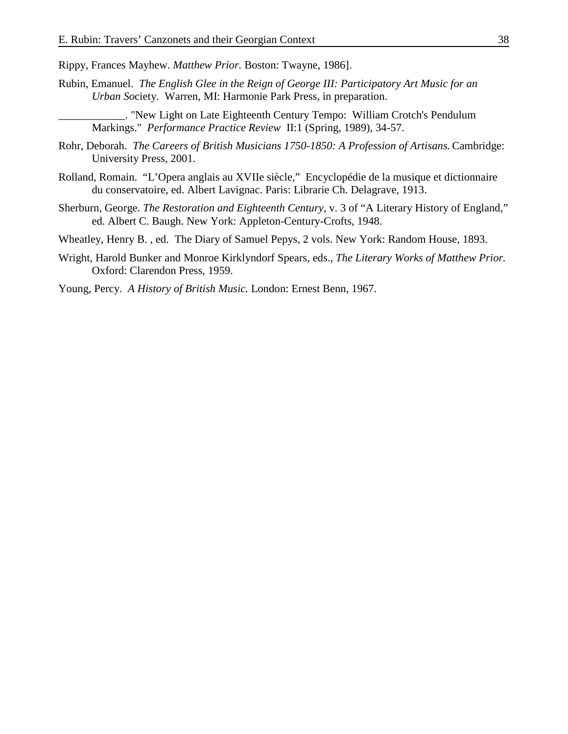Rippy, Frances Mayhew. *Matthew Prior.* Boston: Twayne, 1986].

Rubin, Emanuel. *The English Glee in the Reign of George III: Participatory Art Music for an Urban Soc*iety. Warren, MI: Harmonie Park Press, in preparation.

____________. "New Light on Late Eighteenth Century Tempo: William Crotch's Pendulum Markings." *Performance Practice Review* II:1 (Spring, 1989), 34-57.

Rohr, Deborah. *The Careers of British Musicians 1750-1850: A Profession of Artisans.* Cambridge: University Press, 2001.

Rolland, Romain. "L'Opera anglais au XVIIe siècle," Encyclopédie de la musique et dictionnaire du conservatoire, ed. Albert Lavignac. Paris: Librarie Ch. Delagrave, 1913.

Sherburn, George. *The Restoration and Eighteenth Century*, v. 3 of "A Literary History of England," ed. Albert C. Baugh. New York: Appleton-Century-Crofts, 1948.

Wheatley, Henry B. , ed. The Diary of Samuel Pepys, 2 vols. New York: Random House, 1893.

Wright, Harold Bunker and Monroe Kirklyndorf Spears, eds., *The Literary Works of Matthew Prior.* Oxford: Clarendon Press, 1959.

Young, Percy. *A History of British Music.* London: Ernest Benn, 1967.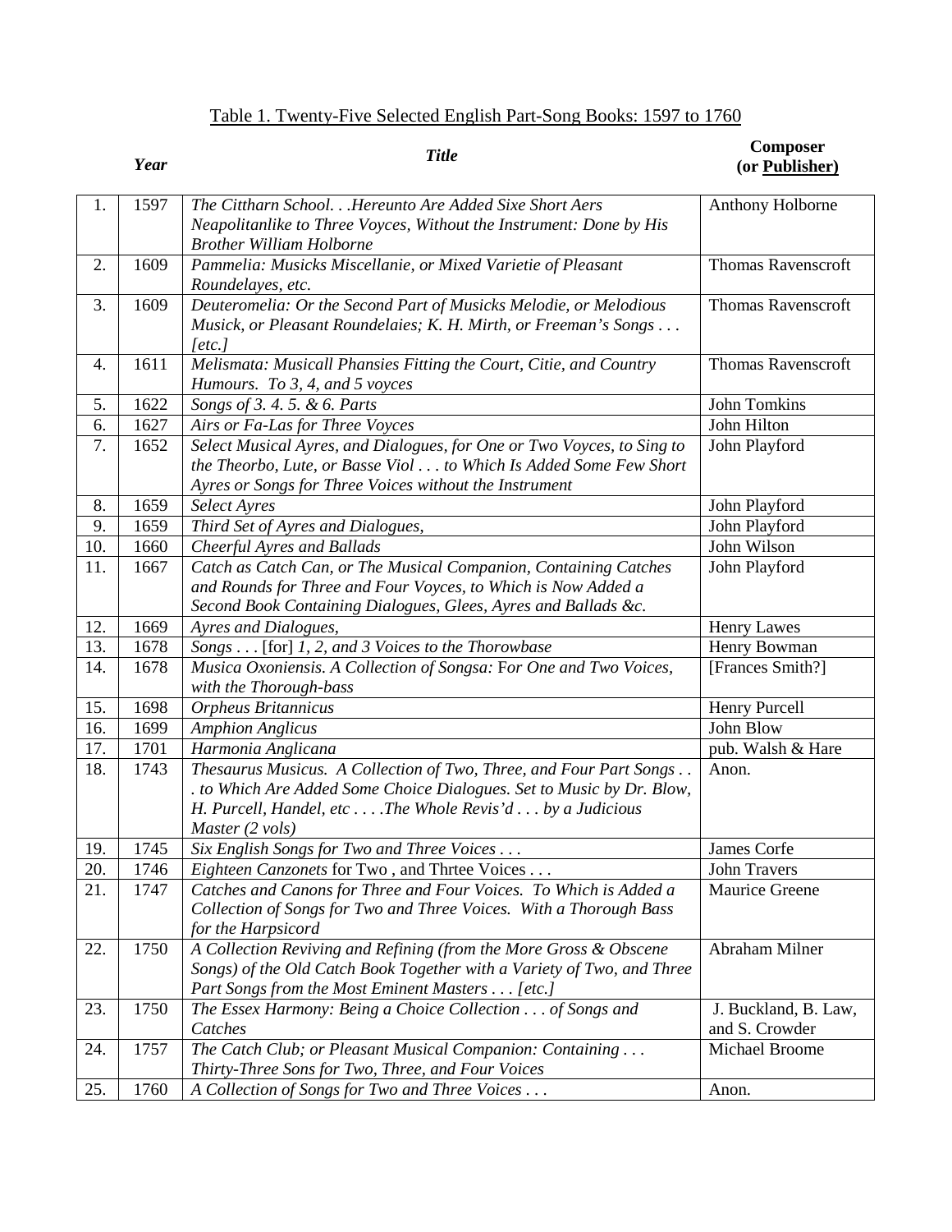Table 1. Twenty-Five Selected English Part-Song Books: 1597 to 1760

| | ***Year*** | ***Title*** | **Composer (or Publisher)** |
|---|---|---|---|
| 1. | 1597 | *The Cittharn School. . .Hereunto Are Added Sixe Short Aers Neapolitanlike to Three Voyces, Without the Instrument: Done by His Brother William Holborne* | Anthony Holborne |
| 2. | 1609 | *Pammelia: Musicks Miscellanie, or Mixed Varietie of Pleasant Roundelayes, etc.* | Thomas Ravenscroft |
| 3. | 1609 | *Deuteromelia: Or the Second Part of Musicks Melodie, or Melodious Musick, or Pleasant Roundelaies; K. H. Mirth, or Freeman's Songs . . . [etc.]* | Thomas Ravenscroft |
| 4. | 1611 | *Melismata: Musicall Phansies Fitting the Court, Citie, and Country Humours. To 3, 4, and 5 voyces* | Thomas Ravenscroft |
| 5. | 1622 | *Songs of 3. 4. 5. & 6. Parts* | John Tomkins |
| 6. | 1627 | *Airs or Fa-Las for Three Voyces* | John Hilton |
| 7. | 1652 | *Select Musical Ayres, and Dialogues, for One or Two Voyces, to Sing to the Theorbo, Lute, or Basse Viol . . . to Which Is Added Some Few Short Ayres or Songs for Three Voices without the Instrument* | John Playford |
| 8. | 1659 | *Select Ayres* | John Playford |
| 9. | 1659 | *Third Set of Ayres and Dialogues,* | John Playford |
| 10. | 1660 | *Cheerful Ayres and Ballads* | John Wilson |
| 11. | 1667 | *Catch as Catch Can, or The Musical Companion, Containing Catches and Rounds for Three and Four Voyces, to Which is Now Added a Second Book Containing Dialogues, Glees, Ayres and Ballads &c.* | John Playford |
| 12. | 1669 | *Ayres and Dialogues,* | Henry Lawes |
| 13. | 1678 | *Songs . . .* [for] *1, 2, and 3 Voices to the Thorowbase* | Henry Bowman |
| 14. | 1678 | *Musica Oxoniensis. A Collection of Songsa:* F*or One and Two Voices, with the Thorough-bass* | [Frances Smith?] |
| 15. | 1698 | *Orpheus Britannicus* | Henry Purcell |
| 16. | 1699 | *Amphion Anglicus* | John Blow |
| 17. | 1701 | *Harmonia Anglicana* | pub. Walsh & Hare |
| 18. | 1743 | *Thesaurus Musicus. A Collection of Two, Three, and Four Part Songs . . . to Which Are Added Some Choice Dialogues. Set to Music by Dr. Blow, H. Purcell, Handel, etc . . . .The Whole Revis'd . . . by a Judicious Master (2 vols)* | Anon. |
| 19. | 1745 | *Six English Songs for Two and Three Voices . . .* | James Corfe |
| 20. | 1746 | *Eighteen Canzonets* for Two , and Thrtee Voices . . . | John Travers |
| 21. | 1747 | *Catches and Canons for Three and Four Voices. To Which is Added a Collection of Songs for Two and Three Voices. With a Thorough Bass for the Harpsicord* | Maurice Greene |
| 22. | 1750 | *A Collection Reviving and Refining (from the More Gross & Obscene Songs) of the Old Catch Book Together with a Variety of Two, and Three Part Songs from the Most Eminent Masters . . . [etc.]* | Abraham Milner |
| 23. | 1750 | *The Essex Harmony: Being a Choice Collection . . . of Songs and Catches* | J. Buckland, B. Law, and S. Crowder |
| 24. | 1757 | *The Catch Club; or Pleasant Musical Companion: Containing . . . Thirty-Three Sons for Two, Three, and Four Voices* | Michael Broome |
| 25. | 1760 | *A Collection of Songs for Two and Three Voices . . .* | Anon. |